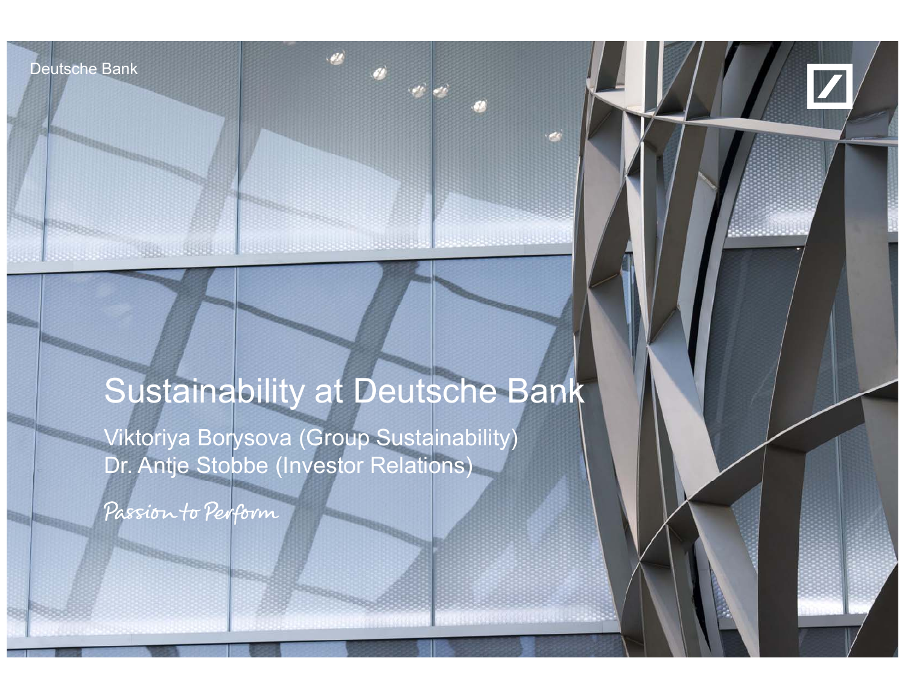Deutsche Bank

# Sustainability at Deutsche Bank

Viktoriya Borysova (Group Sustainability)
Dr. Antje Stobbe (Investor Relations)

*Passion to Perform*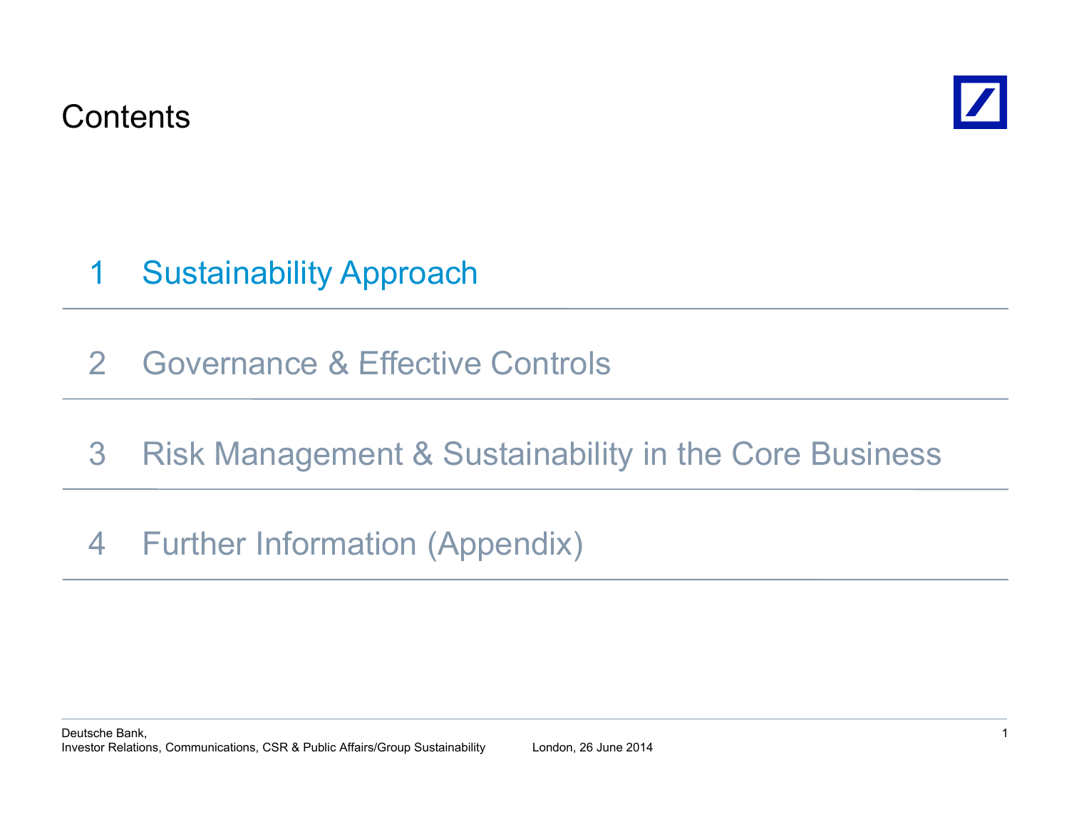# Contents

1 Sustainability Approach

2 Governance & Effective Controls

3 Risk Management & Sustainability in the Core Business

4 Further Information (Appendix)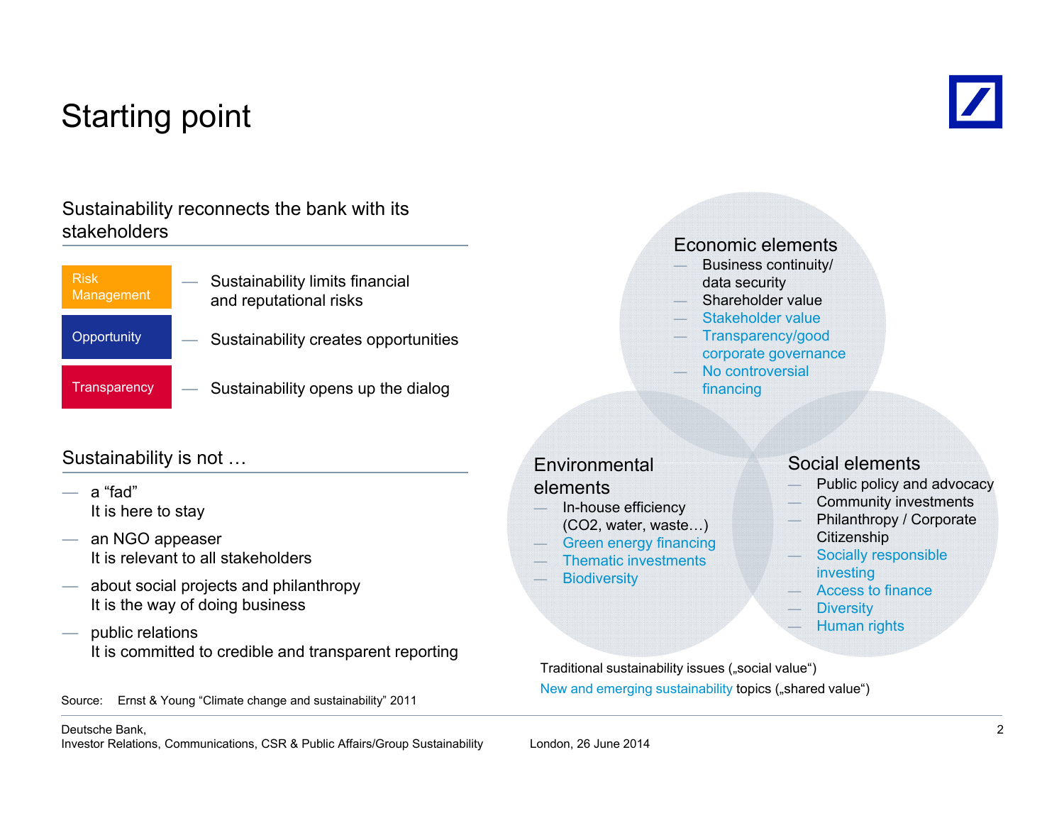# Starting point

## Sustainability reconnects the bank with its stakeholders

- **Risk Management** — Sustainability limits financial and reputational risks
- **Opportunity** — Sustainability creates opportunities
- **Transparency** — Sustainability opens up the dialog

## Sustainability is not …

- a "fad"
  It is here to stay
- an NGO appeaser
  It is relevant to all stakeholders
- about social projects and philanthropy
  It is the way of doing business
- public relations
  It is committed to credible and transparent reporting

Source: Ernst & Young "Climate change and sustainability" 2011

### Economic elements

- Business continuity/ data security
- Shareholder value
- Stakeholder value
- Transparency/good corporate governance
- No controversial financing

### Environmental elements

- In-house efficiency ($CO_2$, water, waste…)
- Green energy financing
- Thematic investments
- Biodiversity

### Social elements

- Public policy and advocacy
- Community investments
- Philanthropy / Corporate Citizenship
- Socially responsible investing
- Access to finance
- Diversity
- Human rights

Traditional sustainability issues („social value")

New and emerging sustainability topics („shared value")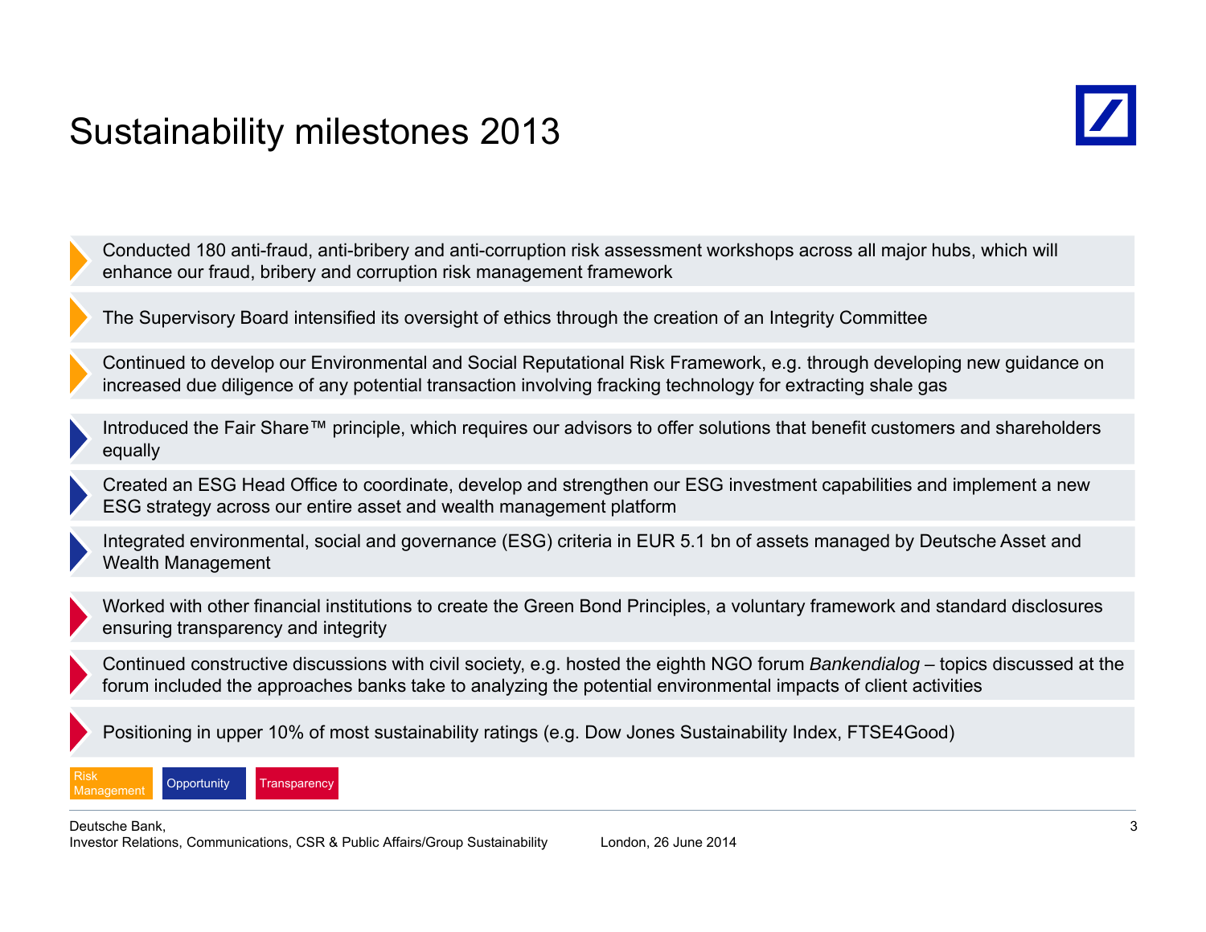# Sustainability milestones 2013

- Conducted 180 anti-fraud, anti-bribery and anti-corruption risk assessment workshops across all major hubs, which will enhance our fraud, bribery and corruption risk management framework
- The Supervisory Board intensified its oversight of ethics through the creation of an Integrity Committee
- Continued to develop our Environmental and Social Reputational Risk Framework, e.g. through developing new guidance on increased due diligence of any potential transaction involving fracking technology for extracting shale gas
- Introduced the Fair Share™ principle, which requires our advisors to offer solutions that benefit customers and shareholders equally
- Created an ESG Head Office to coordinate, develop and strengthen our ESG investment capabilities and implement a new ESG strategy across our entire asset and wealth management platform
- Integrated environmental, social and governance (ESG) criteria in EUR 5.1 bn of assets managed by Deutsche Asset and Wealth Management
- Worked with other financial institutions to create the Green Bond Principles, a voluntary framework and standard disclosures ensuring transparency and integrity
- Continued constructive discussions with civil society, e.g. hosted the eighth NGO forum *Bankendialog* – topics discussed at the forum included the approaches banks take to analyzing the potential environmental impacts of client activities
- Positioning in upper 10% of most sustainability ratings (e.g. Dow Jones Sustainability Index, FTSE4Good)

Risk Management | Opportunity | Transparency

Deutsche Bank,
Investor Relations, Communications, CSR & Public Affairs/Group Sustainability London, 26 June 2014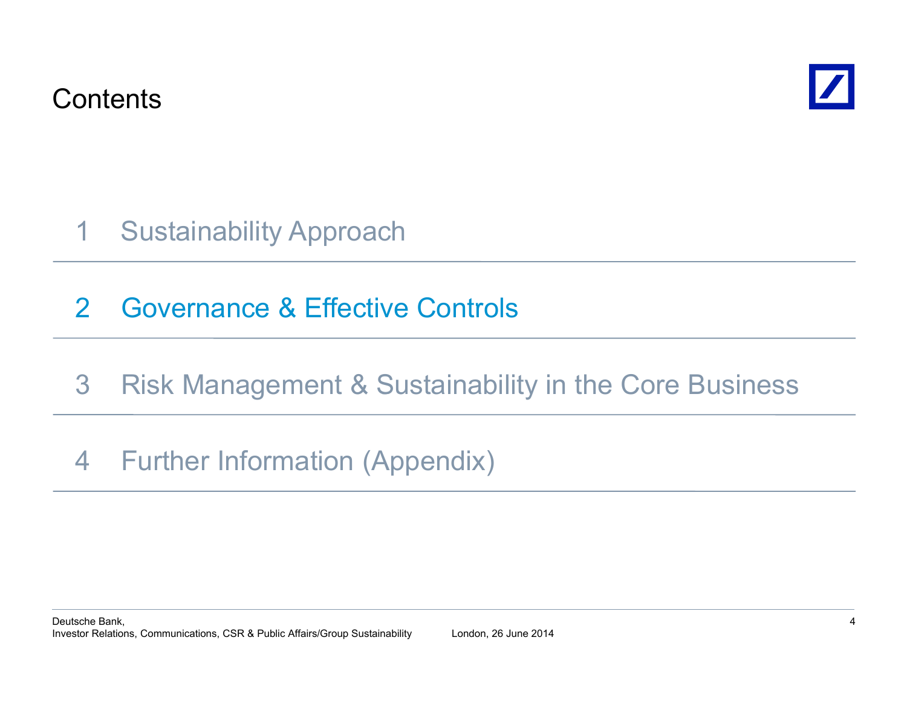# Contents

1 Sustainability Approach

2 Governance & Effective Controls

3 Risk Management & Sustainability in the Core Business

4 Further Information (Appendix)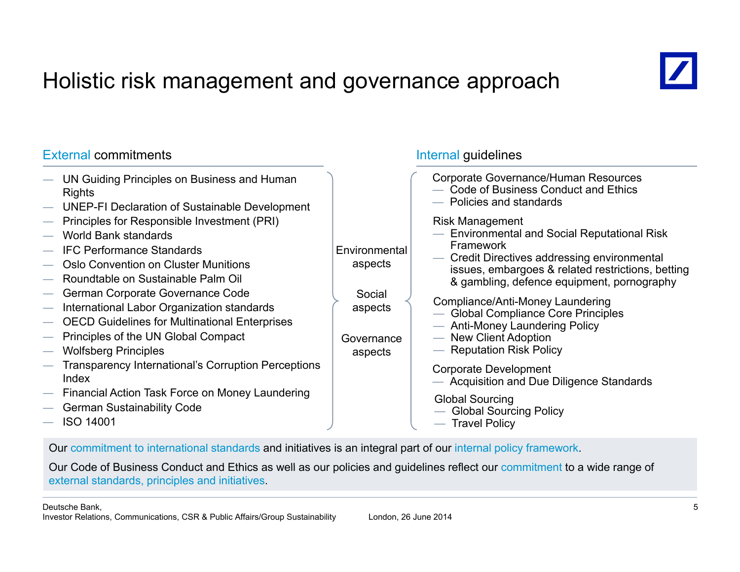# Holistic risk management and governance approach

## External commitments

- UN Guiding Principles on Business and Human Rights
- UNEP-FI Declaration of Sustainable Development
- Principles for Responsible Investment (PRI)
- World Bank standards
- IFC Performance Standards
- Oslo Convention on Cluster Munitions
- Roundtable on Sustainable Palm Oil
- German Corporate Governance Code
- International Labor Organization standards
- OECD Guidelines for Multinational Enterprises
- Principles of the UN Global Compact
- Wolfsberg Principles
- Transparency International's Corruption Perceptions Index
- Financial Action Task Force on Money Laundering
- German Sustainability Code
- ISO 14001

Environmental aspects

Social aspects

Governance aspects

## Internal guidelines

Corporate Governance/Human Resources
- Code of Business Conduct and Ethics
- Policies and standards

Risk Management
- Environmental and Social Reputational Risk Framework
- Credit Directives addressing environmental issues, embargoes & related restrictions, betting & gambling, defence equipment, pornography

Compliance/Anti-Money Laundering
- Global Compliance Core Principles
- Anti-Money Laundering Policy
- New Client Adoption
- Reputation Risk Policy

Corporate Development
- Acquisition and Due Diligence Standards

Global Sourcing
- Global Sourcing Policy
- Travel Policy

Our commitment to international standards and initiatives is an integral part of our internal policy framework.

Our Code of Business Conduct and Ethics as well as our policies and guidelines reflect our commitment to a wide range of external standards, principles and initiatives.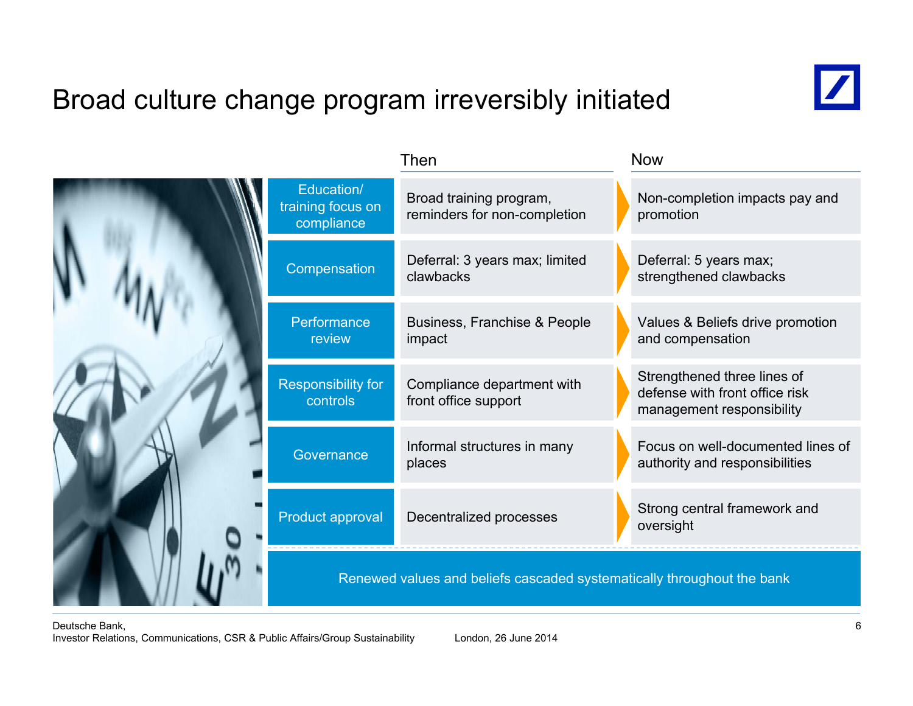# Broad culture change program irreversibly initiated

| | Then | Now |
|---|---|---|
| Education/ training focus on compliance | Broad training program, reminders for non-completion | Non-completion impacts pay and promotion |
| Compensation | Deferral: 3 years max; limited clawbacks | Deferral: 5 years max; strengthened clawbacks |
| Performance review | Business, Franchise & People impact | Values & Beliefs drive promotion and compensation |
| Responsibility for controls | Compliance department with front office support | Strengthened three lines of defense with front office risk management responsibility |
| Governance | Informal structures in many places | Focus on well-documented lines of authority and responsibilities |
| Product approval | Decentralized processes | Strong central framework and oversight |

Renewed values and beliefs cascaded systematically throughout the bank

Deutsche Bank,
Investor Relations, Communications, CSR & Public Affairs/Group Sustainability
London, 26 June 2014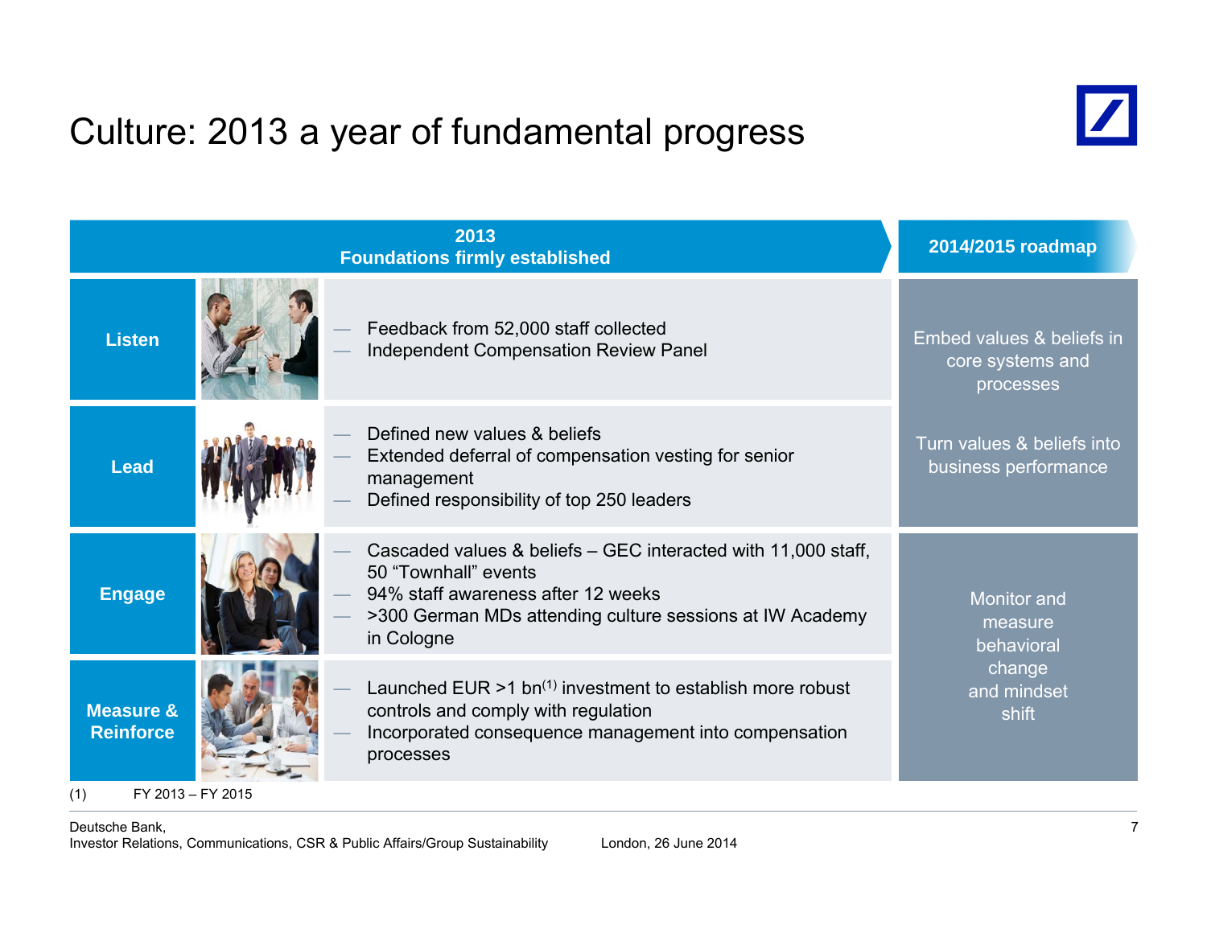# Culture: 2013 a year of fundamental progress

| | 2013 Foundations firmly established | 2014/2015 roadmap |
|---|---|---|
| **Listen** | — Feedback from 52,000 staff collected<br>— Independent Compensation Review Panel | Embed values & beliefs in core systems and processes<br><br>Turn values & beliefs into business performance |
| **Lead** | — Defined new values & beliefs<br>— Extended deferral of compensation vesting for senior management<br>— Defined responsibility of top 250 leaders | |
| **Engage** | — Cascaded values & beliefs – GEC interacted with 11,000 staff, 50 "Townhall" events<br>— 94% staff awareness after 12 weeks<br>— >300 German MDs attending culture sessions at IW Academy in Cologne | Monitor and measure behavioral change and mindset shift |
| **Measure & Reinforce** | — Launched EUR >1 bn[1] investment to establish more robust controls and comply with regulation<br>— Incorporated consequence management into compensation processes | |

(1) FY 2013 – FY 2015

Deutsche Bank,
Investor Relations, Communications, CSR & Public Affairs/Group Sustainability London, 26 June 2014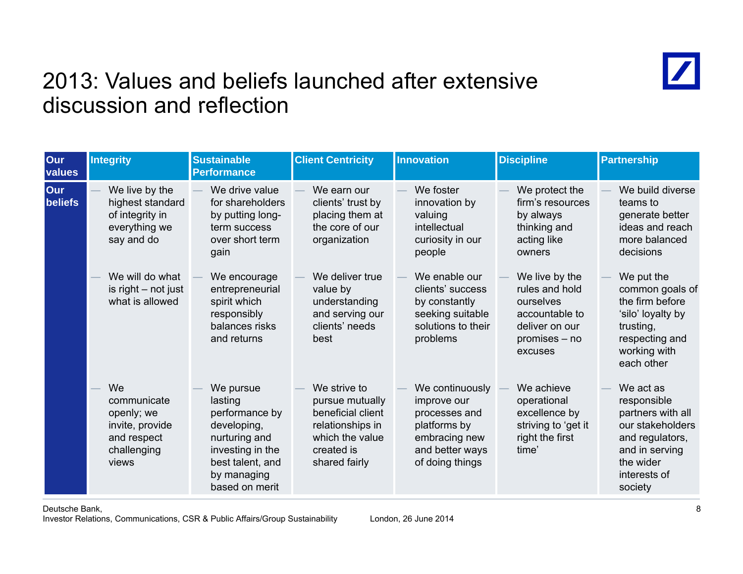# 2013: Values and beliefs launched after extensive discussion and reflection

| Our values | Integrity | Sustainable Performance | Client Centricity | Innovation | Discipline | Partnership |
|---|---|---|---|---|---|---|
| Our beliefs | — We live by the highest standard of integrity in everything we say and do<br><br>— We will do what is right – not just what is allowed<br><br>— We communicate openly; we invite, provide and respect challenging views | — We drive value for shareholders by putting long-term success over short term gain<br><br>— We encourage entrepreneurial spirit which responsibly balances risks and returns<br><br>— We pursue lasting performance by developing, nurturing and investing in the best talent, and by managing based on merit | — We earn our clients' trust by placing them at the core of our organization<br><br>— We deliver true value by understanding and serving our clients' needs best<br><br>— We strive to pursue mutually beneficial client relationships in which the value created is shared fairly | — We foster innovation by valuing intellectual curiosity in our people<br><br>— We enable our clients' success by constantly seeking suitable solutions to their problems<br><br>— We continuously improve our processes and platforms by embracing new and better ways of doing things | — We protect the firm's resources by always thinking and acting like owners<br><br>— We live by the rules and hold ourselves accountable to deliver on our promises – no excuses<br><br>— We achieve operational excellence by striving to 'get it right the first time' | — We build diverse teams to generate better ideas and reach more balanced decisions<br><br>— We put the common goals of the firm before 'silo' loyalty by trusting, respecting and working with each other<br><br>— We act as responsible partners with all our stakeholders and regulators, and in serving the wider interests of society |

Deutsche Bank,
Investor Relations, Communications, CSR & Public Affairs/Group Sustainability London, 26 June 2014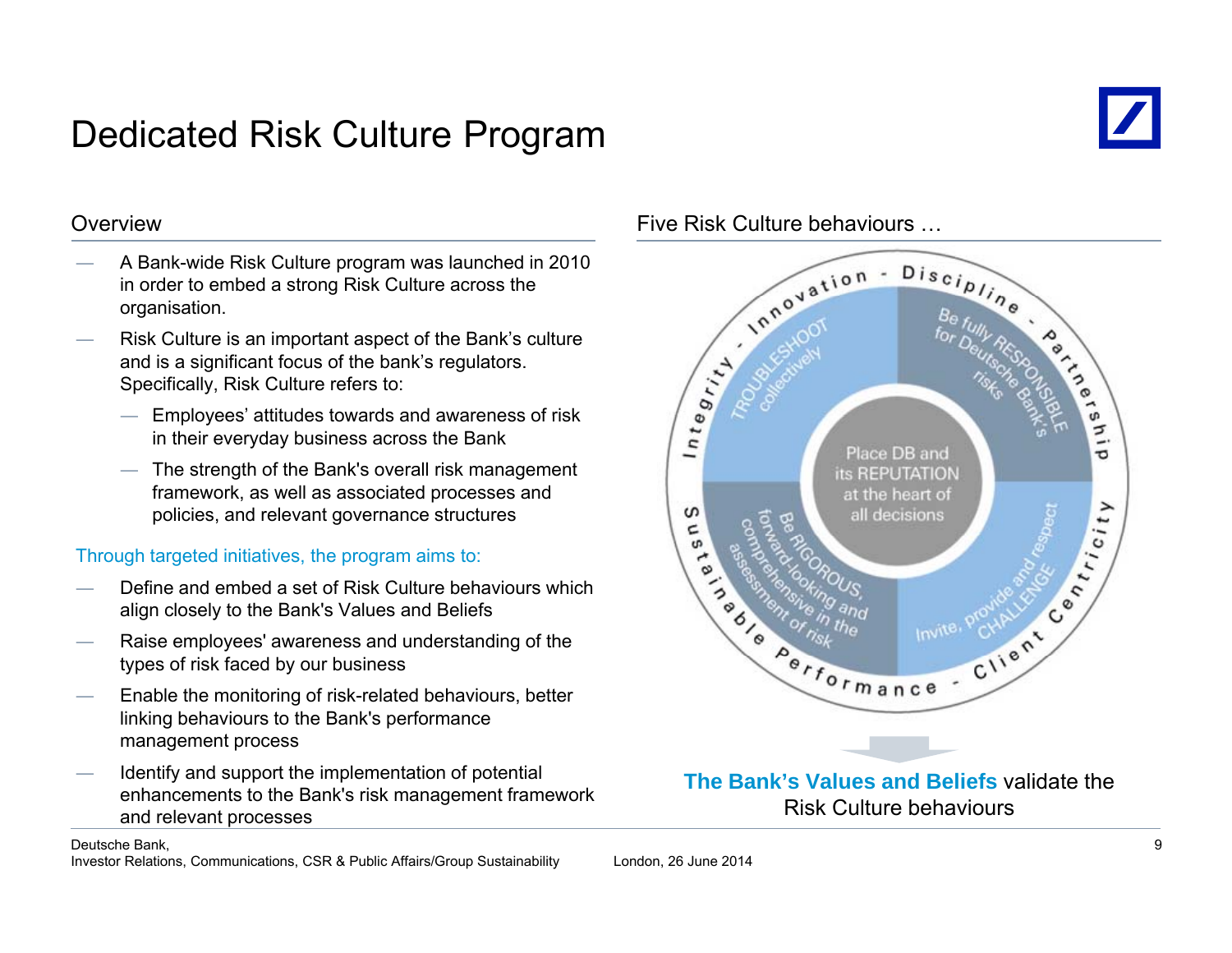# Dedicated Risk Culture Program

## Overview

- A Bank-wide Risk Culture program was launched in 2010 in order to embed a strong Risk Culture across the organisation.
- Risk Culture is an important aspect of the Bank's culture and is a significant focus of the bank's regulators. Specifically, Risk Culture refers to:
  - Employees' attitudes towards and awareness of risk in their everyday business across the Bank
  - The strength of the Bank's overall risk management framework, as well as associated processes and policies, and relevant governance structures

Through targeted initiatives, the program aims to:

- Define and embed a set of Risk Culture behaviours which align closely to the Bank's Values and Beliefs
- Raise employees' awareness and understanding of the types of risk faced by our business
- Enable the monitoring of risk-related behaviours, better linking behaviours to the Bank's performance management process
- Identify and support the implementation of potential enhancements to the Bank's risk management framework and relevant processes

## Five Risk Culture behaviours …

Integrity - Innovation - Discipline - Partnership - Client Centricity - Sustainable Performance

- TROUBLESHOOT collectively
- Be fully RESPONSIBLE for Deutsche Bank's risks
- Place DB and its REPUTATION at the heart of all decisions
- Be RIGOROUS, forward-looking and comprehensive in the assessment of risk
- Invite, provide and respect CHALLENGE

**The Bank's Values and Beliefs** validate the Risk Culture behaviours

Deutsche Bank,
Investor Relations, Communications, CSR & Public Affairs/Group Sustainability — London, 26 June 2014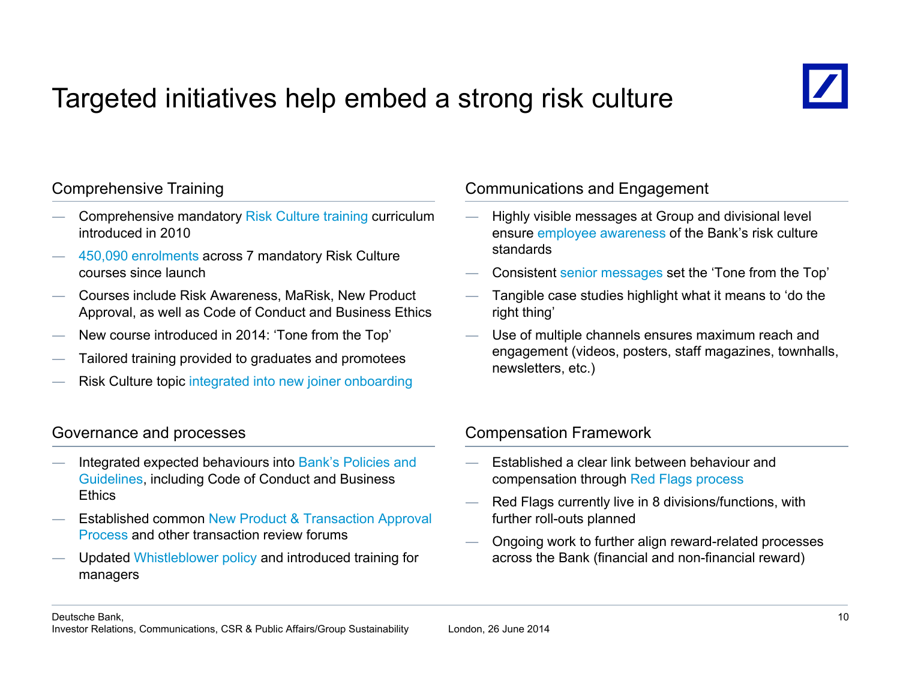# Targeted initiatives help embed a strong risk culture

## Comprehensive Training

- Comprehensive mandatory Risk Culture training curriculum introduced in 2010
- 450,090 enrolments across 7 mandatory Risk Culture courses since launch
- Courses include Risk Awareness, MaRisk, New Product Approval, as well as Code of Conduct and Business Ethics
- New course introduced in 2014: 'Tone from the Top'
- Tailored training provided to graduates and promotees
- Risk Culture topic integrated into new joiner onboarding

## Communications and Engagement

- Highly visible messages at Group and divisional level ensure employee awareness of the Bank's risk culture standards
- Consistent senior messages set the 'Tone from the Top'
- Tangible case studies highlight what it means to 'do the right thing'
- Use of multiple channels ensures maximum reach and engagement (videos, posters, staff magazines, townhalls, newsletters, etc.)

## Governance and processes

- Integrated expected behaviours into Bank's Policies and Guidelines, including Code of Conduct and Business Ethics
- Established common New Product & Transaction Approval Process and other transaction review forums
- Updated Whistleblower policy and introduced training for managers

## Compensation Framework

- Established a clear link between behaviour and compensation through Red Flags process
- Red Flags currently live in 8 divisions/functions, with further roll-outs planned
- Ongoing work to further align reward-related processes across the Bank (financial and non-financial reward)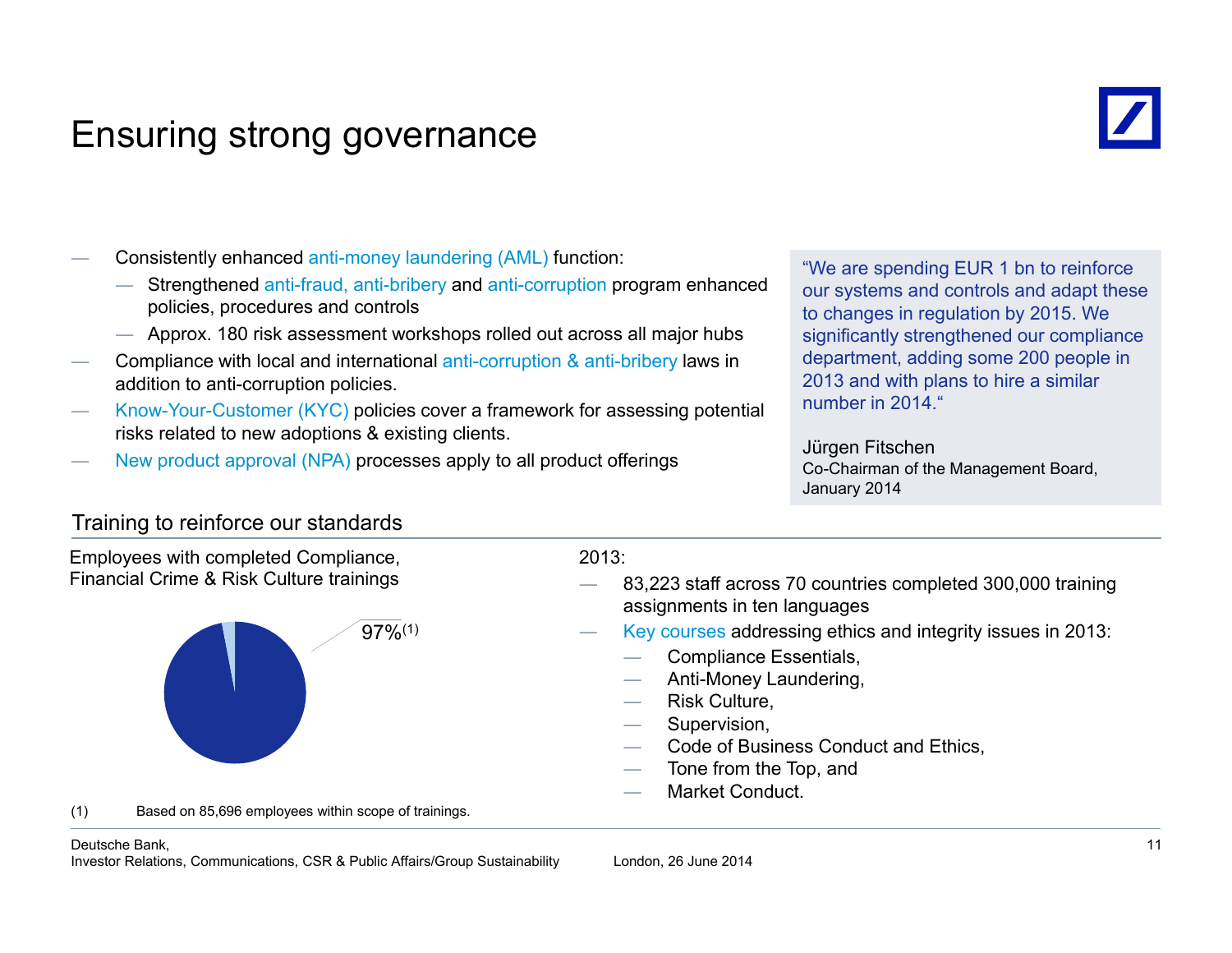# Ensuring strong governance

- Consistently enhanced anti-money laundering (AML) function:
  - Strengthened anti-fraud, anti-bribery and anti-corruption program enhanced policies, procedures and controls
  - Approx. 180 risk assessment workshops rolled out across all major hubs
- Compliance with local and international anti-corruption & anti-bribery laws in addition to anti-corruption policies.
- Know-Your-Customer (KYC) policies cover a framework for assessing potential risks related to new adoptions & existing clients.
- New product approval (NPA) processes apply to all product offerings

> "We are spending EUR 1 bn to reinforce our systems and controls and adapt these to changes in regulation by 2015. We significantly strengthened our compliance department, adding some 200 people in 2013 and with plans to hire a similar number in 2014."
>
> Jürgen Fitschen
> Co-Chairman of the Management Board, January 2014

## Training to reinforce our standards

Employees with completed Compliance, Financial Crime & Risk Culture trainings

97%(1)

2013:

- 83,223 staff across 70 countries completed 300,000 training assignments in ten languages
- Key courses addressing ethics and integrity issues in 2013:
  - Compliance Essentials,
  - Anti-Money Laundering,
  - Risk Culture,
  - Supervision,
  - Code of Business Conduct and Ethics,
  - Tone from the Top, and
  - Market Conduct.

(1) Based on 85,696 employees within scope of trainings.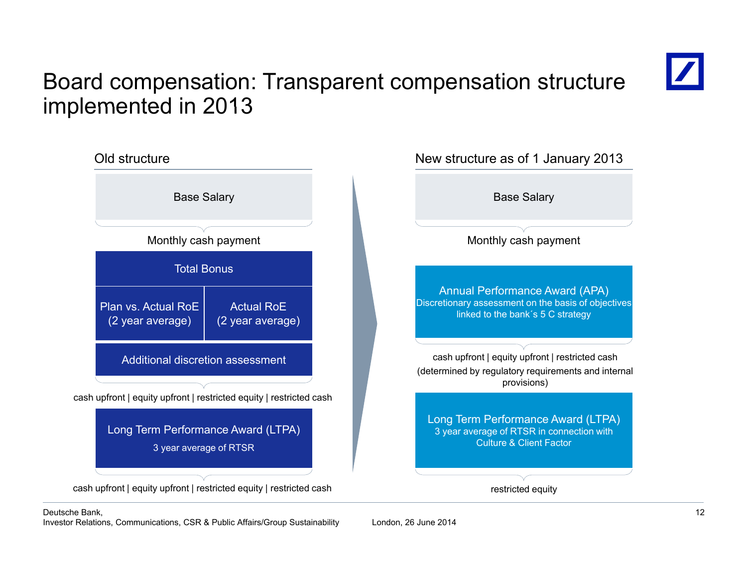# Board compensation: Transparent compensation structure implemented in 2013

## Old structure

**Base Salary**

Monthly cash payment

**Total Bonus**

| Plan vs. Actual RoE (2 year average) | Actual RoE (2 year average) |
| --- | --- |

Additional discretion assessment

cash upfront | equity upfront | restricted equity | restricted cash

**Long Term Performance Award (LTPA)**

3 year average of RTSR

cash upfront | equity upfront | restricted equity | restricted cash

## New structure as of 1 January 2013

**Base Salary**

Monthly cash payment

**Annual Performance Award (APA)**

Discretionary assessment on the basis of objectives linked to the bank´s 5 C strategy

cash upfront | equity upfront | restricted cash

(determined by regulatory requirements and internal provisions)

**Long Term Performance Award (LTPA)**

3 year average of RTSR in connection with Culture & Client Factor

restricted equity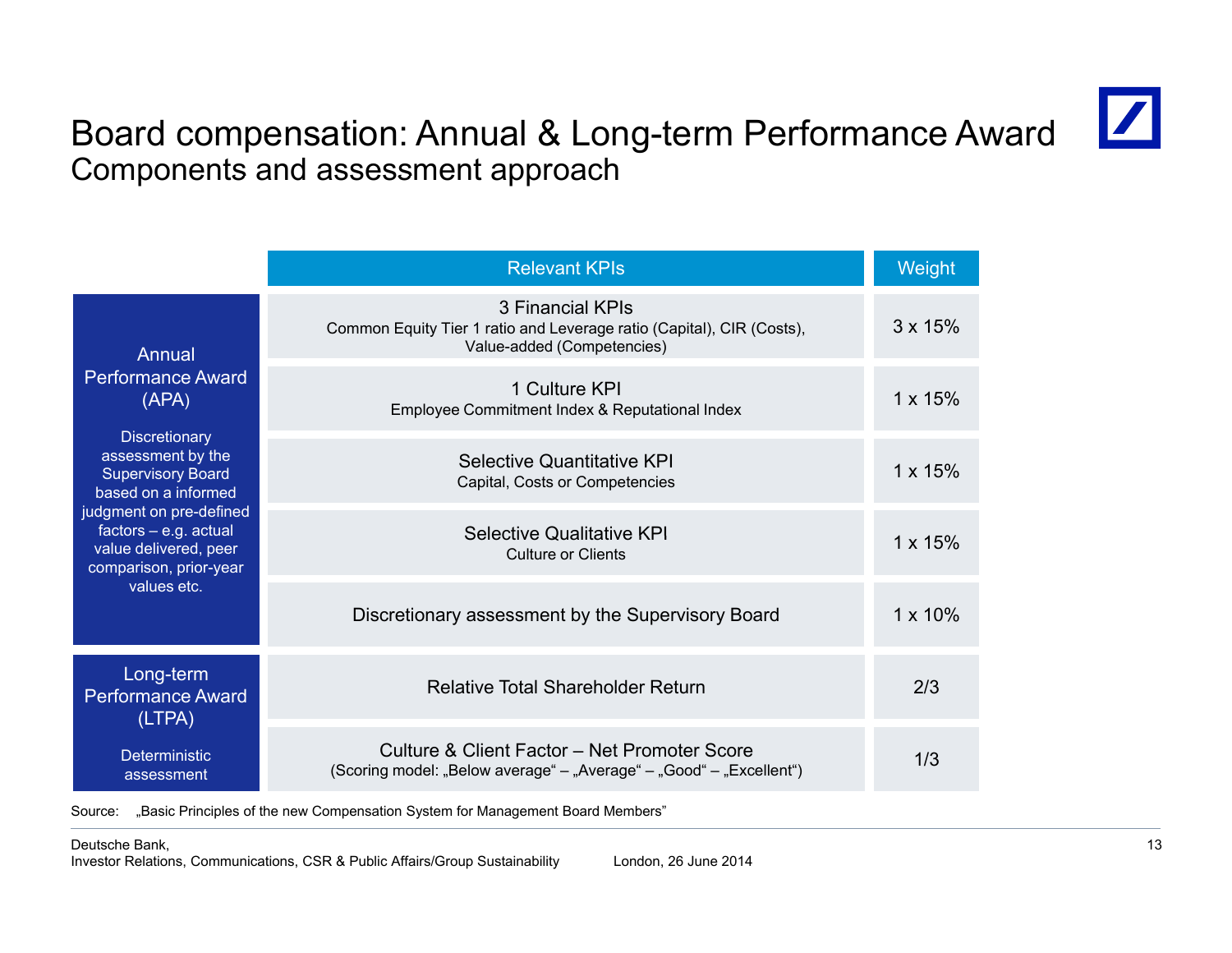# Board compensation: Annual & Long-term Performance Award

## Components and assessment approach

| | Relevant KPIs | Weight |
|---|---|---|
| **Annual Performance Award (APA)**<br>Discretionary assessment by the Supervisory Board based on a informed judgment on pre-defined factors – e.g. actual value delivered, peer comparison, prior-year values etc. | 3 Financial KPIs<br>Common Equity Tier 1 ratio and Leverage ratio (Capital), CIR (Costs), Value-added (Competencies) | 3 x 15% |
| | 1 Culture KPI<br>Employee Commitment Index & Reputational Index | 1 x 15% |
| | Selective Quantitative KPI<br>Capital, Costs or Competencies | 1 x 15% |
| | Selective Qualitative KPI<br>Culture or Clients | 1 x 15% |
| | Discretionary assessment by the Supervisory Board | 1 x 10% |
| **Long-term Performance Award (LTPA)**<br>Deterministic assessment | Relative Total Shareholder Return | 2/3 |
| | Culture & Client Factor – Net Promoter Score<br>(Scoring model: „Below average“ – „Average“ – „Good“ – „Excellent“) | 1/3 |

Source: „Basic Principles of the new Compensation System for Management Board Members”

Deutsche Bank,
Investor Relations, Communications, CSR & Public Affairs/Group Sustainability London, 26 June 2014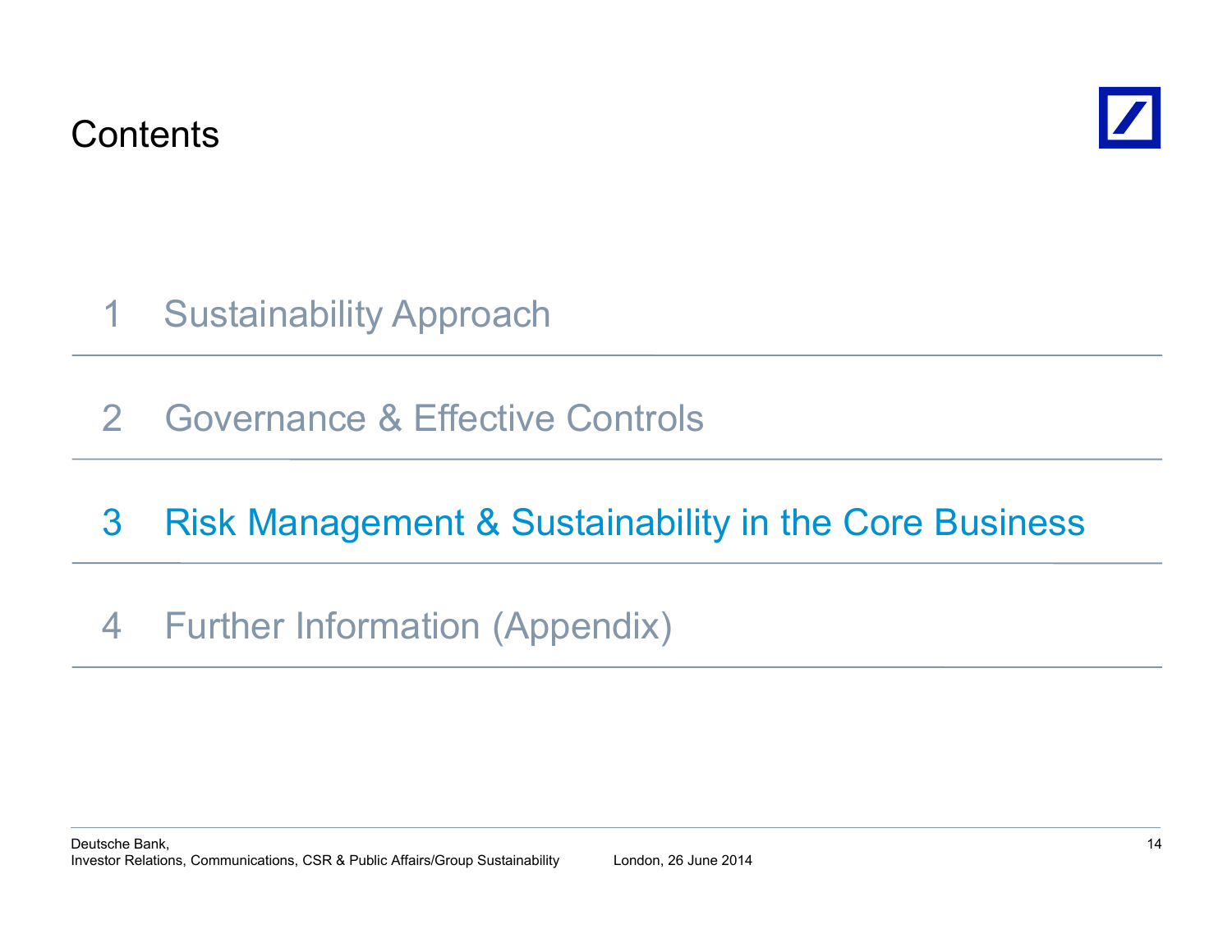# Contents

1 Sustainability Approach

2 Governance & Effective Controls

3 Risk Management & Sustainability in the Core Business

4 Further Information (Appendix)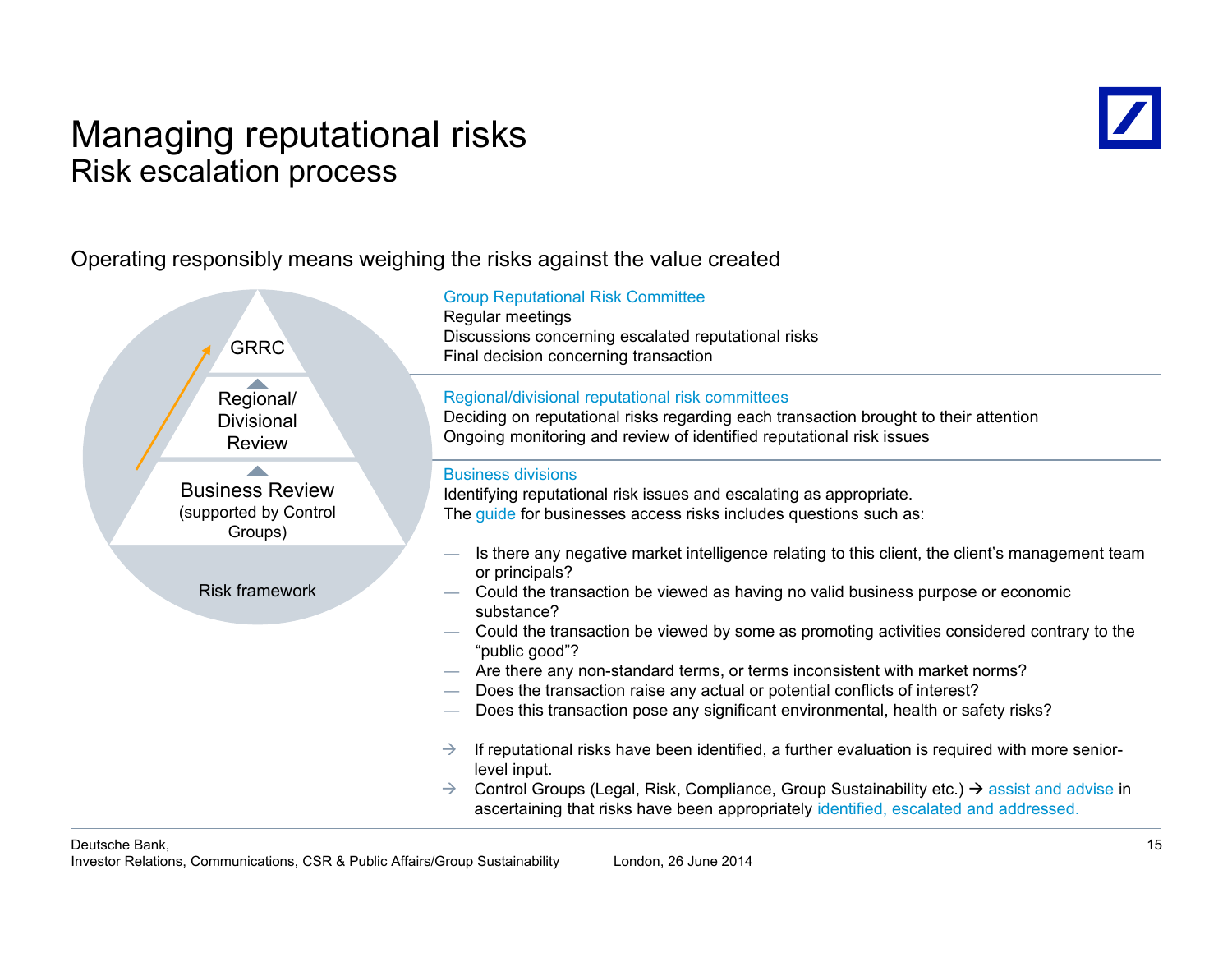# Managing reputational risks

## Risk escalation process

Operating responsibly means weighing the risks against the value created

GRRC

Regional/ Divisional Review

Business Review (supported by Control Groups)

Risk framework

**Group Reputational Risk Committee**

Regular meetings

Discussions concerning escalated reputational risks

Final decision concerning transaction

**Regional/divisional reputational risk committees**

Deciding on reputational risks regarding each transaction brought to their attention

Ongoing monitoring and review of identified reputational risk issues

**Business divisions**

Identifying reputational risk issues and escalating as appropriate.

The guide for businesses access risks includes questions such as:

- Is there any negative market intelligence relating to this client, the client's management team or principals?
- Could the transaction be viewed as having no valid business purpose or economic substance?
- Could the transaction be viewed by some as promoting activities considered contrary to the "public good"?
- Are there any non-standard terms, or terms inconsistent with market norms?
- Does the transaction raise any actual or potential conflicts of interest?
- Does this transaction pose any significant environmental, health or safety risks?

→ If reputational risks have been identified, a further evaluation is required with more senior-level input.

→ Control Groups (Legal, Risk, Compliance, Group Sustainability etc.) → assist and advise in ascertaining that risks have been appropriately identified, escalated and addressed.

Deutsche Bank,
Investor Relations, Communications, CSR & Public Affairs/Group Sustainability London, 26 June 2014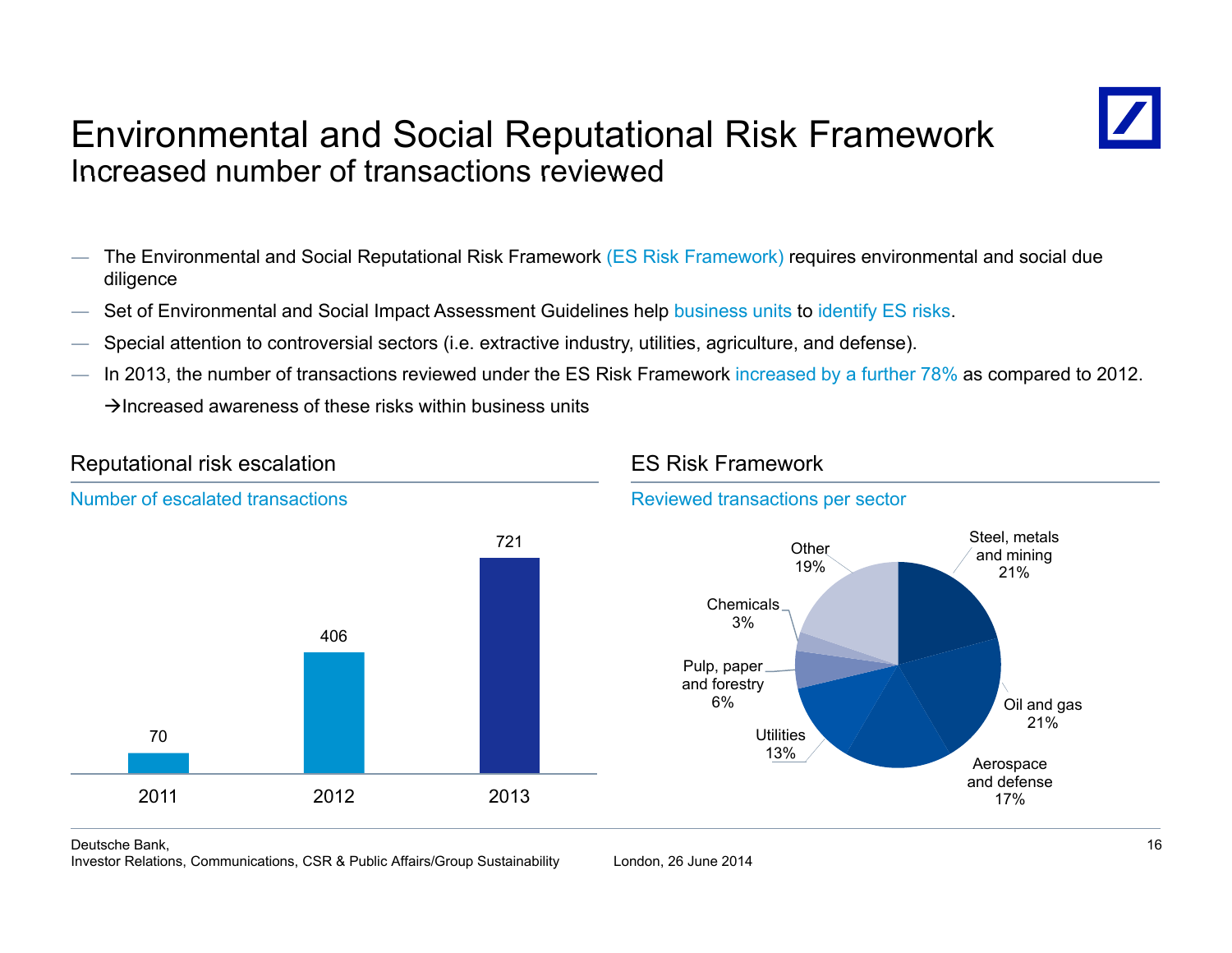# Environmental and Social Reputational Risk Framework

## Increased number of transactions reviewed

- The Environmental and Social Reputational Risk Framework (ES Risk Framework) requires environmental and social due diligence
- Set of Environmental and Social Impact Assessment Guidelines help business units to identify ES risks.
- Special attention to controversial sectors (i.e. extractive industry, utilities, agriculture, and defense).
- In 2013, the number of transactions reviewed under the ES Risk Framework increased by a further 78% as compared to 2012.

  →Increased awareness of these risks within business units

### Reputational risk escalation

Number of escalated transactions

| Year | Number of escalated transactions |
| --- | --- |
| 2011 | 70 |
| 2012 | 406 |
| 2013 | 721 |

### ES Risk Framework

Reviewed transactions per sector

| Sector | Share |
| --- | --- |
| Steel, metals and mining | 21% |
| Oil and gas | 21% |
| Aerospace and defense | 17% |
| Utilities | 13% |
| Pulp, paper and forestry | 6% |
| Chemicals | 3% |
| Other | 19% |

Deutsche Bank,
Investor Relations, Communications, CSR & Public Affairs/Group Sustainability London, 26 June 2014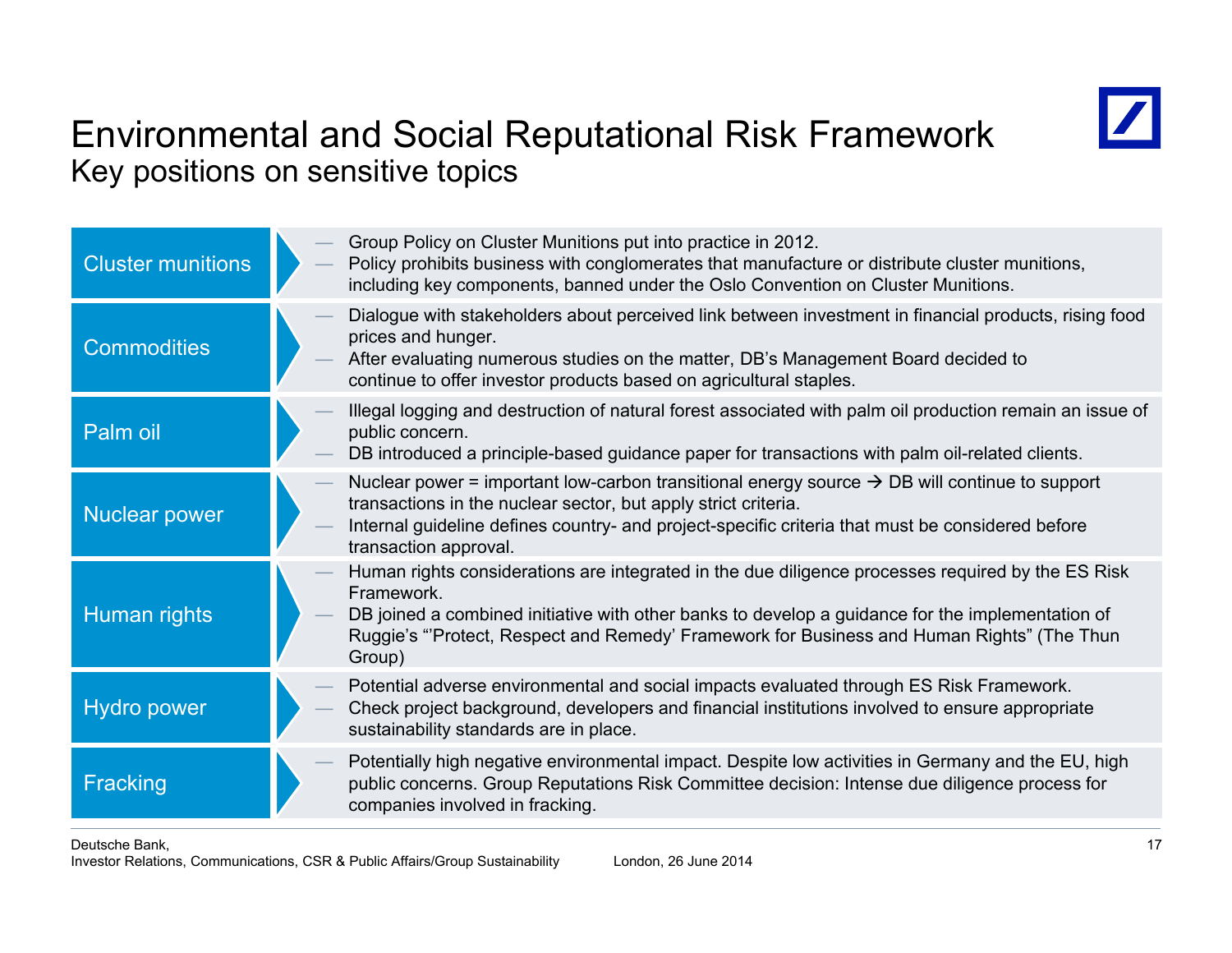# Environmental and Social Reputational Risk Framework

## Key positions on sensitive topics

| Topic | Position |
| --- | --- |
| Cluster munitions | — Group Policy on Cluster Munitions put into practice in 2012.<br>— Policy prohibits business with conglomerates that manufacture or distribute cluster munitions, including key components, banned under the Oslo Convention on Cluster Munitions. |
| Commodities | — Dialogue with stakeholders about perceived link between investment in financial products, rising food prices and hunger.<br>— After evaluating numerous studies on the matter, DB's Management Board decided to continue to offer investor products based on agricultural staples. |
| Palm oil | — Illegal logging and destruction of natural forest associated with palm oil production remain an issue of public concern.<br>— DB introduced a principle-based guidance paper for transactions with palm oil-related clients. |
| Nuclear power | — Nuclear power = important low-carbon transitional energy source → DB will continue to support transactions in the nuclear sector, but apply strict criteria.<br>— Internal guideline defines country- and project-specific criteria that must be considered before transaction approval. |
| Human rights | — Human rights considerations are integrated in the due diligence processes required by the ES Risk Framework.<br>— DB joined a combined initiative with other banks to develop a guidance for the implementation of Ruggie's "'Protect, Respect and Remedy' Framework for Business and Human Rights" (The Thun Group) |
| Hydro power | — Potential adverse environmental and social impacts evaluated through ES Risk Framework.<br>— Check project background, developers and financial institutions involved to ensure appropriate sustainability standards are in place. |
| Fracking | — Potentially high negative environmental impact. Despite low activities in Germany and the EU, high public concerns. Group Reputations Risk Committee decision: Intense due diligence process for companies involved in fracking. |

Deutsche Bank,
Investor Relations, Communications, CSR & Public Affairs/Group Sustainability London, 26 June 2014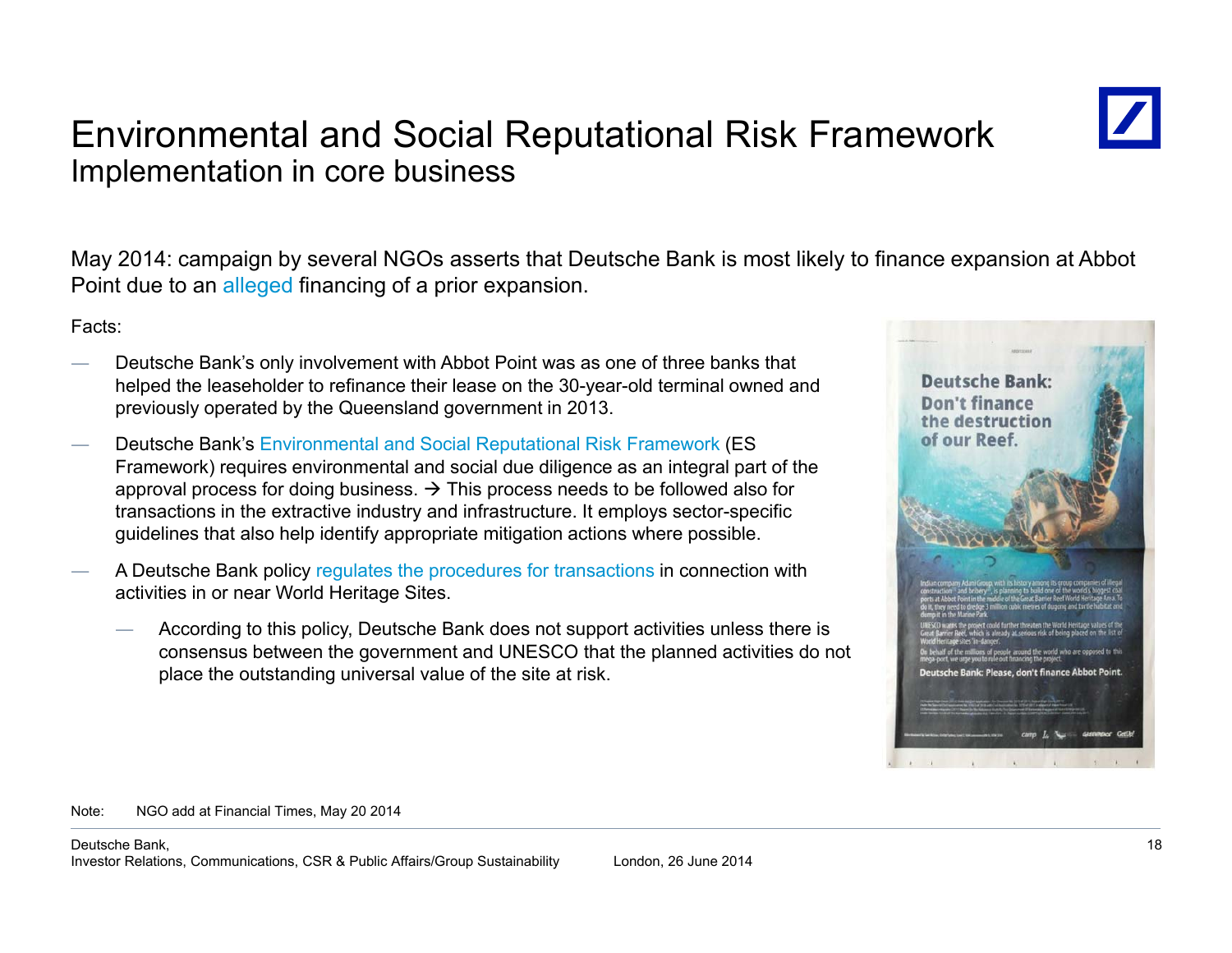# Environmental and Social Reputational Risk Framework

## Implementation in core business

May 2014: campaign by several NGOs asserts that Deutsche Bank is most likely to finance expansion at Abbot Point due to an alleged financing of a prior expansion.

Facts:

- Deutsche Bank's only involvement with Abbot Point was as one of three banks that helped the leaseholder to refinance their lease on the 30-year-old terminal owned and previously operated by the Queensland government in 2013.
- Deutsche Bank's Environmental and Social Reputational Risk Framework (ES Framework) requires environmental and social due diligence as an integral part of the approval process for doing business. → This process needs to be followed also for transactions in the extractive industry and infrastructure. It employs sector-specific guidelines that also help identify appropriate mitigation actions where possible.
- A Deutsche Bank policy regulates the procedures for transactions in connection with activities in or near World Heritage Sites.
  - According to this policy, Deutsche Bank does not support activities unless there is consensus between the government and UNESCO that the planned activities do not place the outstanding universal value of the site at risk.

Note: NGO add at Financial Times, May 20 2014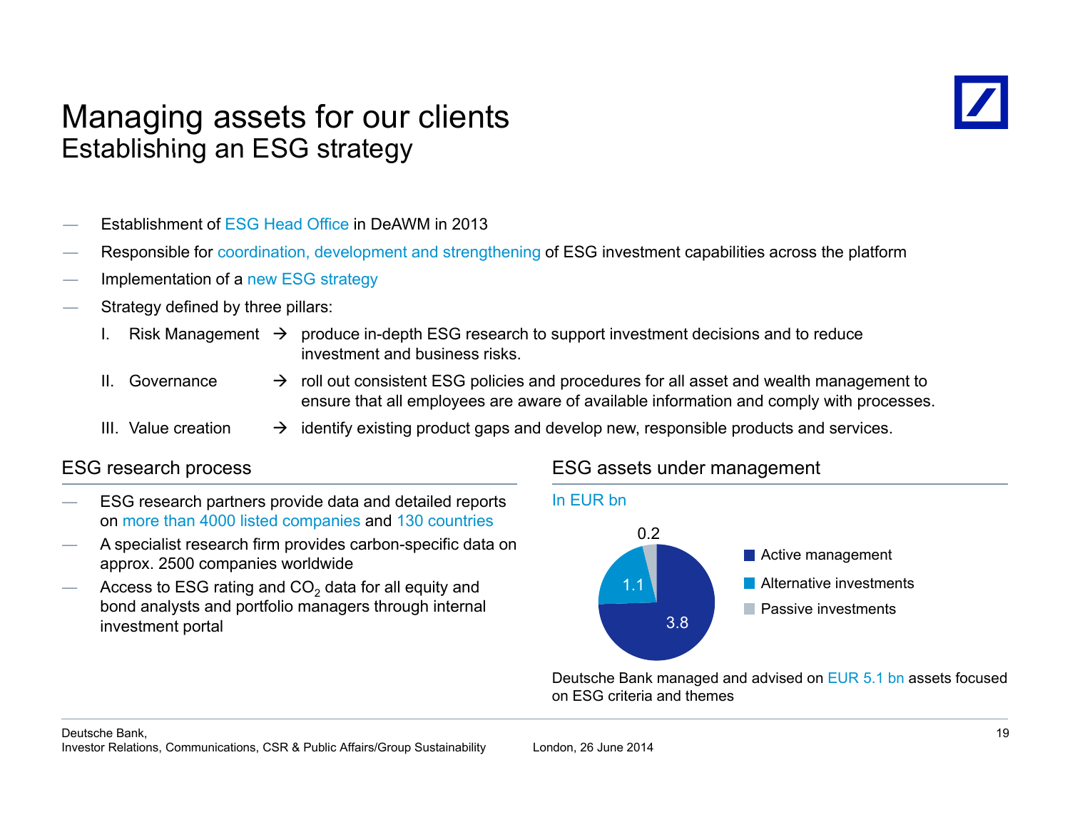# Managing assets for our clients
## Establishing an ESG strategy

- Establishment of ESG Head Office in DeAWM in 2013
- Responsible for coordination, development and strengthening of ESG investment capabilities across the platform
- Implementation of a new ESG strategy
- Strategy defined by three pillars:
  - I. Risk Management → produce in-depth ESG research to support investment decisions and to reduce investment and business risks.
  - II. Governance → roll out consistent ESG policies and procedures for all asset and wealth management to ensure that all employees are aware of available information and comply with processes.
  - III. Value creation → identify existing product gaps and develop new, responsible products and services.

### ESG research process

- ESG research partners provide data and detailed reports on more than 4000 listed companies and 130 countries
- A specialist research firm provides carbon-specific data on approx. 2500 companies worldwide
- Access to ESG rating and $CO_2$ data for all equity and bond analysts and portfolio managers through internal investment portal

### ESG assets under management

In EUR bn

| Category | EUR bn |
|---|---|
| Active management | 3.8 |
| Alternative investments | 1.1 |
| Passive investments | 0.2 |

Deutsche Bank managed and advised on EUR 5.1 bn assets focused on ESG criteria and themes

Deutsche Bank,
Investor Relations, Communications, CSR & Public Affairs/Group Sustainability

London, 26 June 2014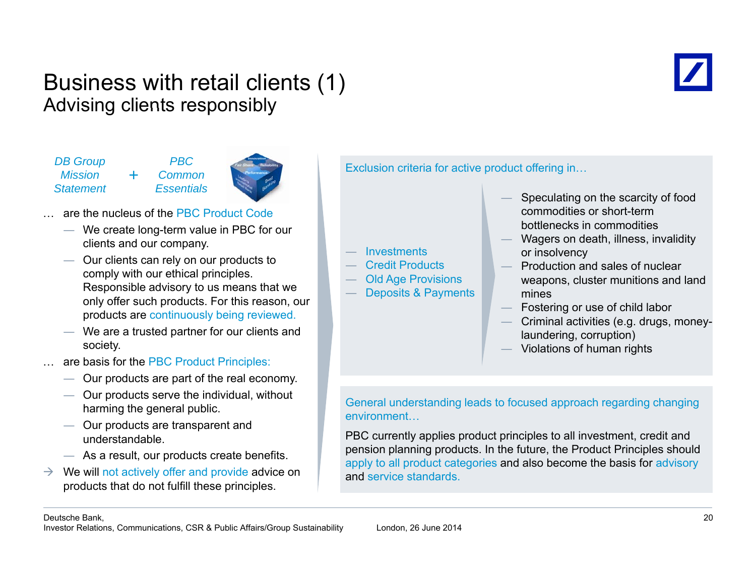# Business with retail clients (1)

## Advising clients responsibly

*DB Group Mission Statement* + *PBC Common Essentials*

… are the nucleus of the PBC Product Code

- We create long-term value in PBC for our clients and our company.
- Our clients can rely on our products to comply with our ethical principles. Responsible advisory to us means that we only offer such products. For this reason, our products are continuously being reviewed.
- We are a trusted partner for our clients and society.

… are basis for the PBC Product Principles:

- Our products are part of the real economy.
- Our products serve the individual, without harming the general public.
- Our products are transparent and understandable.
- As a result, our products create benefits.

→ We will not actively offer and provide advice on products that do not fulfill these principles.

### Exclusion criteria for active product offering in…

- Investments
- Credit Products
- Old Age Provisions
- Deposits & Payments

- Speculating on the scarcity of food commodities or short-term bottlenecks in commodities
- Wagers on death, illness, invalidity or insolvency
- Production and sales of nuclear weapons, cluster munitions and land mines
- Fostering or use of child labor
- Criminal activities (e.g. drugs, money-laundering, corruption)
- Violations of human rights

### General understanding leads to focused approach regarding changing environment…

PBC currently applies product principles to all investment, credit and pension planning products. In the future, the Product Principles should apply to all product categories and also become the basis for advisory and service standards.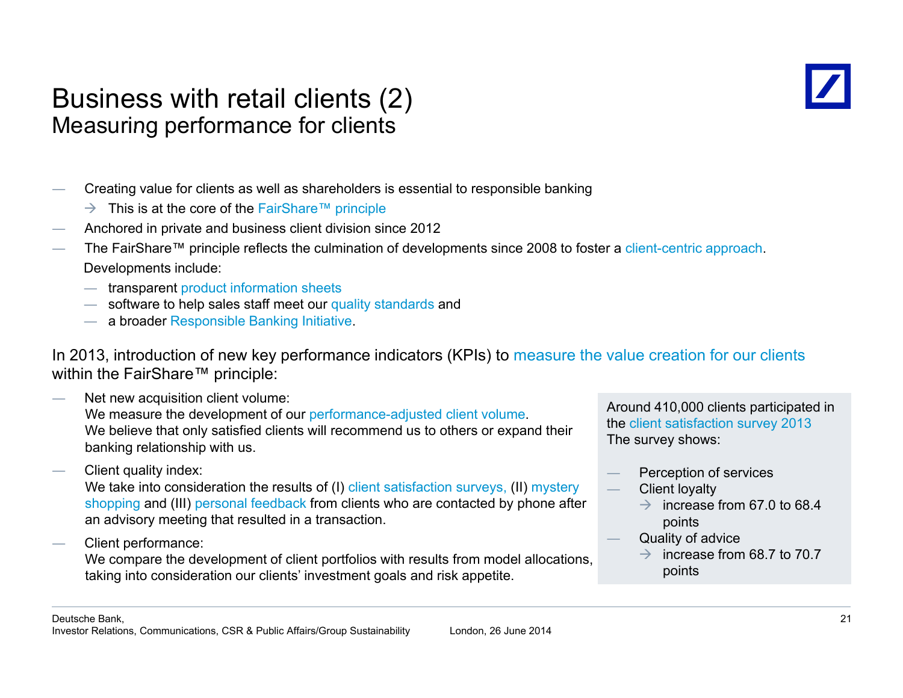# Business with retail clients (2)
## Measuring performance for clients

- Creating value for clients as well as shareholders is essential to responsible banking
  - → This is at the core of the FairShare™ principle
- Anchored in private and business client division since 2012
- The FairShare™ principle reflects the culmination of developments since 2008 to foster a client-centric approach.

  Developments include:
  - transparent product information sheets
  - software to help sales staff meet our quality standards and
  - a broader Responsible Banking Initiative.

In 2013, introduction of new key performance indicators (KPIs) to measure the value creation for our clients within the FairShare™ principle:

- Net new acquisition client volume:
  We measure the development of our performance-adjusted client volume.
  We believe that only satisfied clients will recommend us to others or expand their banking relationship with us.
- Client quality index:
  We take into consideration the results of (I) client satisfaction surveys, (II) mystery shopping and (III) personal feedback from clients who are contacted by phone after an advisory meeting that resulted in a transaction.
- Client performance:
  We compare the development of client portfolios with results from model allocations, taking into consideration our clients' investment goals and risk appetite.

Around 410,000 clients participated in the client satisfaction survey 2013
The survey shows:

- Perception of services
- Client loyalty
  - → increase from 67.0 to 68.4 points
- Quality of advice
  - → increase from 68.7 to 70.7 points

Deutsche Bank,
Investor Relations, Communications, CSR & Public Affairs/Group Sustainability — London, 26 June 2014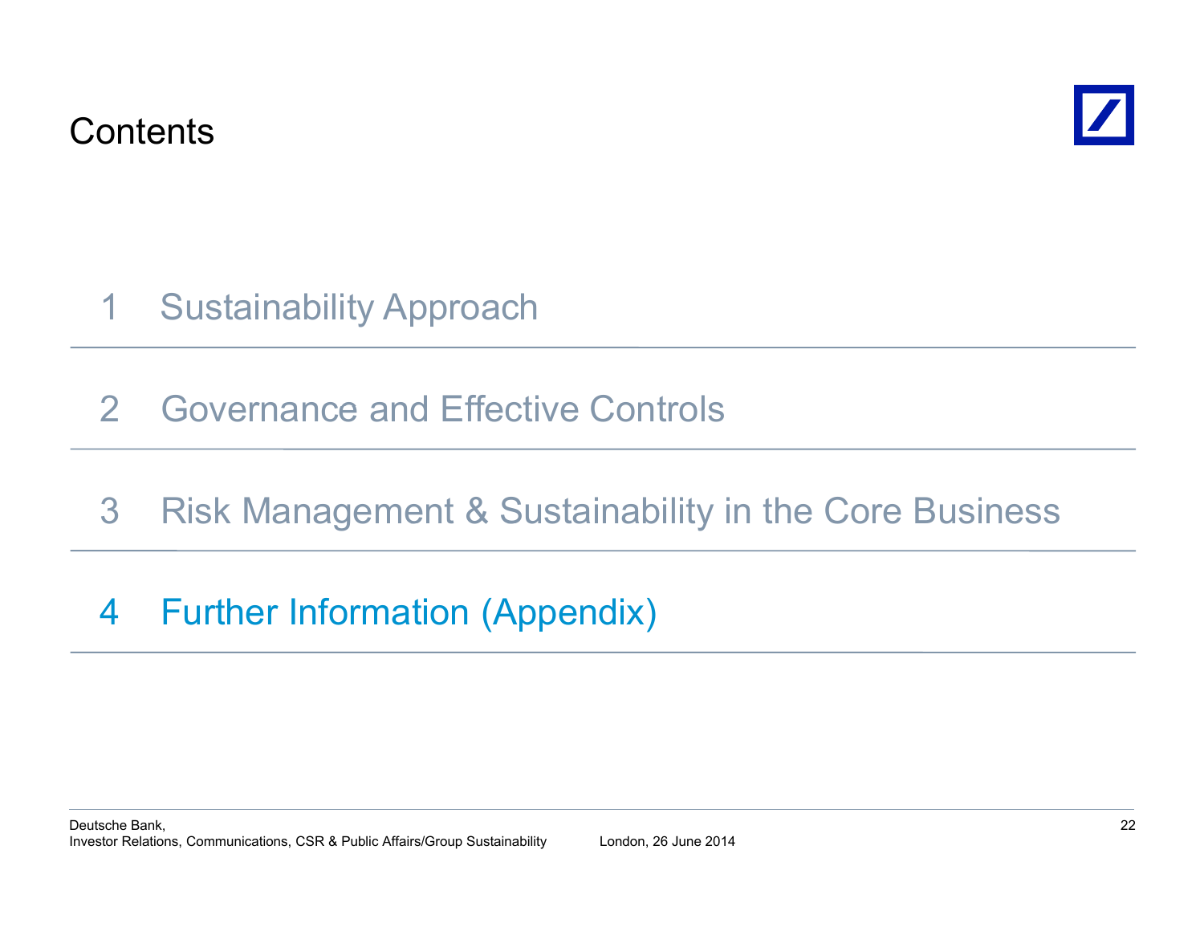# Contents

1 Sustainability Approach

2 Governance and Effective Controls

3 Risk Management & Sustainability in the Core Business

4 Further Information (Appendix)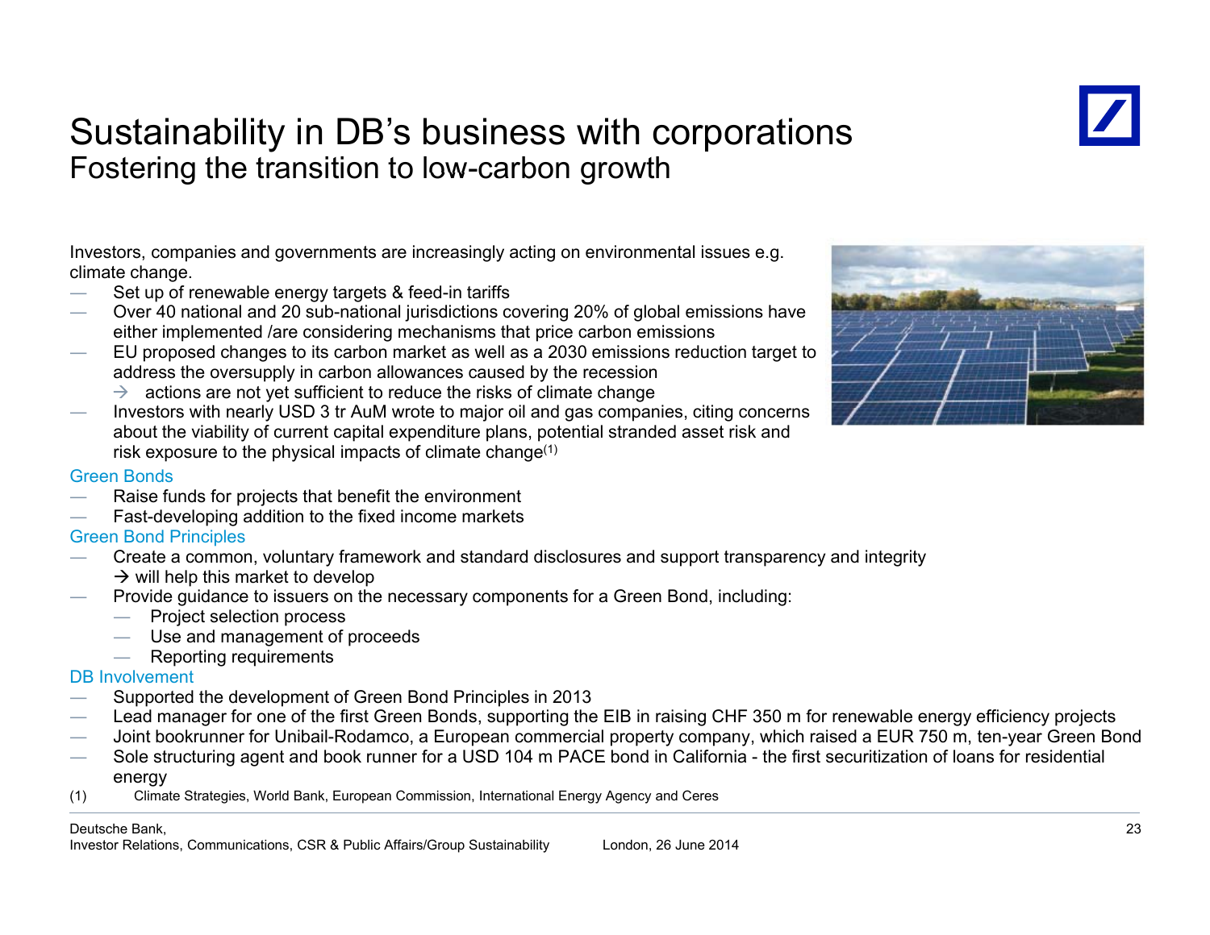# Sustainability in DB's business with corporations

## Fostering the transition to low-carbon growth

Investors, companies and governments are increasingly acting on environmental issues e.g. climate change.

- Set up of renewable energy targets & feed-in tariffs
- Over 40 national and 20 sub-national jurisdictions covering 20% of global emissions have either implemented /are considering mechanisms that price carbon emissions
- EU proposed changes to its carbon market as well as a 2030 emissions reduction target to address the oversupply in carbon allowances caused by the recession
  - → actions are not yet sufficient to reduce the risks of climate change
- Investors with nearly USD 3 tr AuM wrote to major oil and gas companies, citing concerns about the viability of current capital expenditure plans, potential stranded asset risk and risk exposure to the physical impacts of climate change[1]

### Green Bonds

- Raise funds for projects that benefit the environment
- Fast-developing addition to the fixed income markets

### Green Bond Principles

- Create a common, voluntary framework and standard disclosures and support transparency and integrity
  → will help this market to develop
- Provide guidance to issuers on the necessary components for a Green Bond, including:
  - Project selection process
  - Use and management of proceeds
  - Reporting requirements

### DB Involvement

- Supported the development of Green Bond Principles in 2013
- Lead manager for one of the first Green Bonds, supporting the EIB in raising CHF 350 m for renewable energy efficiency projects
- Joint bookrunner for Unibail-Rodamco, a European commercial property company, which raised a EUR 750 m, ten-year Green Bond
- Sole structuring agent and book runner for a USD 104 m PACE bond in California - the first securitization of loans for residential energy

(1) Climate Strategies, World Bank, European Commission, International Energy Agency and Ceres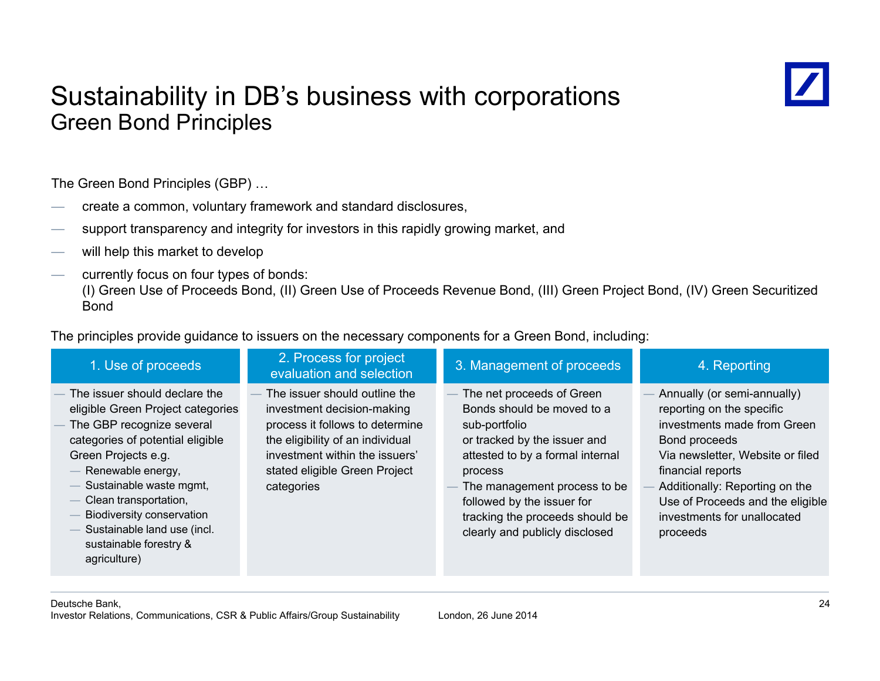# Sustainability in DB's business with corporations
## Green Bond Principles

The Green Bond Principles (GBP) …

- create a common, voluntary framework and standard disclosures,
- support transparency and integrity for investors in this rapidly growing market, and
- will help this market to develop
- currently focus on four types of bonds:
  (I) Green Use of Proceeds Bond, (II) Green Use of Proceeds Revenue Bond, (III) Green Project Bond, (IV) Green Securitized Bond

The principles provide guidance to issuers on the necessary components for a Green Bond, including:

### 1. Use of proceeds

- The issuer should declare the eligible Green Project categories
- The GBP recognize several categories of potential eligible Green Projects e.g.
  - Renewable energy,
  - Sustainable waste mgmt,
  - Clean transportation,
  - Biodiversity conservation
  - Sustainable land use (incl. sustainable forestry & agriculture)

### 2. Process for project evaluation and selection

- The issuer should outline the investment decision-making process it follows to determine the eligibility of an individual investment within the issuers' stated eligible Green Project categories

### 3. Management of proceeds

- The net proceeds of Green Bonds should be moved to a sub-portfolio or tracked by the issuer and attested to by a formal internal process
- The management process to be followed by the issuer for tracking the proceeds should be clearly and publicly disclosed

### 4. Reporting

- Annually (or semi-annually) reporting on the specific investments made from Green Bond proceeds Via newsletter, Website or filed financial reports
- Additionally: Reporting on the Use of Proceeds and the eligible investments for unallocated proceeds

Deutsche Bank,
Investor Relations, Communications, CSR & Public Affairs/Group Sustainability London, 26 June 2014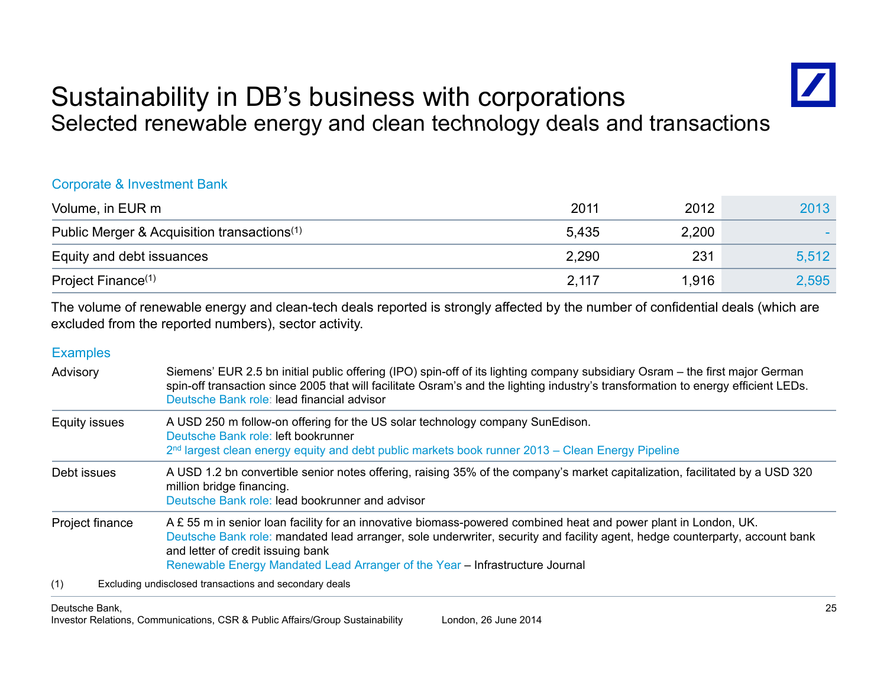# Sustainability in DB's business with corporations

## Selected renewable energy and clean technology deals and transactions

### Corporate & Investment Bank

| Volume, in EUR m | 2011 | 2012 | 2013 |
|---|---|---|---|
| Public Merger & Acquisition transactions(1) | 5,435 | 2,200 | - |
| Equity and debt issuances | 2,290 | 231 | 5,512 |
| Project Finance(1) | 2,117 | 1,916 | 2,595 |

The volume of renewable energy and clean-tech deals reported is strongly affected by the number of confidential deals (which are excluded from the reported numbers), sector activity.

### Examples

| | |
|---|---|
| Advisory | Siemens' EUR 2.5 bn initial public offering (IPO) spin-off of its lighting company subsidiary Osram – the first major German spin-off transaction since 2005 that will facilitate Osram's and the lighting industry's transformation to energy efficient LEDs. Deutsche Bank role: lead financial advisor |
| Equity issues | A USD 250 m follow-on offering for the US solar technology company SunEdison. Deutsche Bank role: left bookrunner 2nd largest clean energy equity and debt public markets book runner 2013 – Clean Energy Pipeline |
| Debt issues | A USD 1.2 bn convertible senior notes offering, raising 35% of the company's market capitalization, facilitated by a USD 320 million bridge financing. Deutsche Bank role: lead bookrunner and advisor |
| Project finance | A £ 55 m in senior loan facility for an innovative biomass-powered combined heat and power plant in London, UK. Deutsche Bank role: mandated lead arranger, sole underwriter, security and facility agent, hedge counterparty, account bank and letter of credit issuing bank Renewable Energy Mandated Lead Arranger of the Year – Infrastructure Journal |

(1) Excluding undisclosed transactions and secondary deals

Deutsche Bank,
Investor Relations, Communications, CSR & Public Affairs/Group Sustainability London, 26 June 2014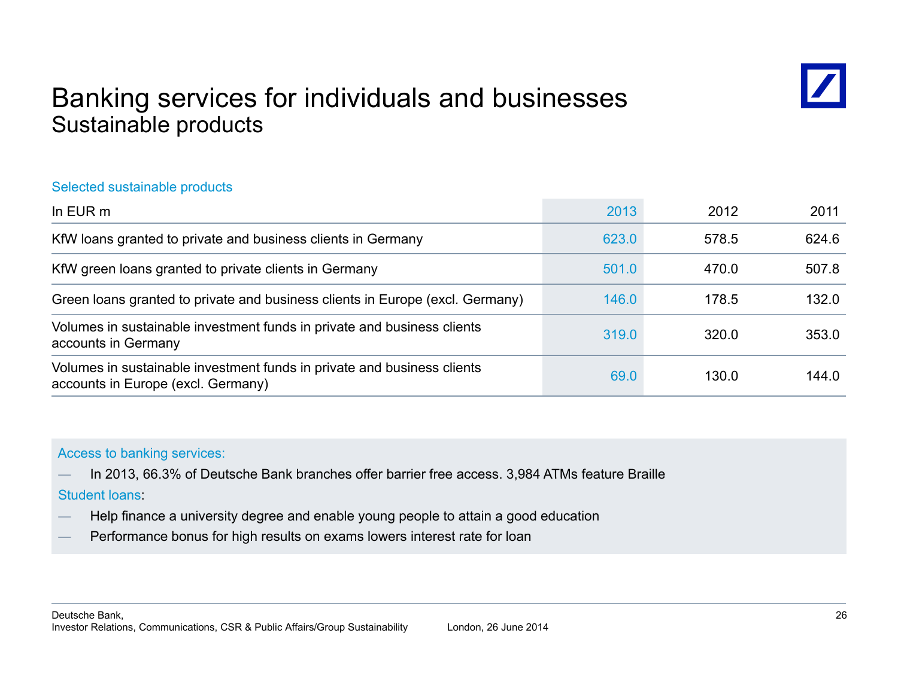# Banking services for individuals and businesses
## Sustainable products

Selected sustainable products

| In EUR m | 2013 | 2012 | 2011 |
|---|---|---|---|
| KfW loans granted to private and business clients in Germany | 623.0 | 578.5 | 624.6 |
| KfW green loans granted to private clients in Germany | 501.0 | 470.0 | 507.8 |
| Green loans granted to private and business clients in Europe (excl. Germany) | 146.0 | 178.5 | 132.0 |
| Volumes in sustainable investment funds in private and business clients accounts in Germany | 319.0 | 320.0 | 353.0 |
| Volumes in sustainable investment funds in private and business clients accounts in Europe (excl. Germany) | 69.0 | 130.0 | 144.0 |

Access to banking services:

- In 2013, 66.3% of Deutsche Bank branches offer barrier free access. 3,984 ATMs feature Braille

Student loans:

- Help finance a university degree and enable young people to attain a good education
- Performance bonus for high results on exams lowers interest rate for loan

Deutsche Bank,
Investor Relations, Communications, CSR & Public Affairs/Group Sustainability London, 26 June 2014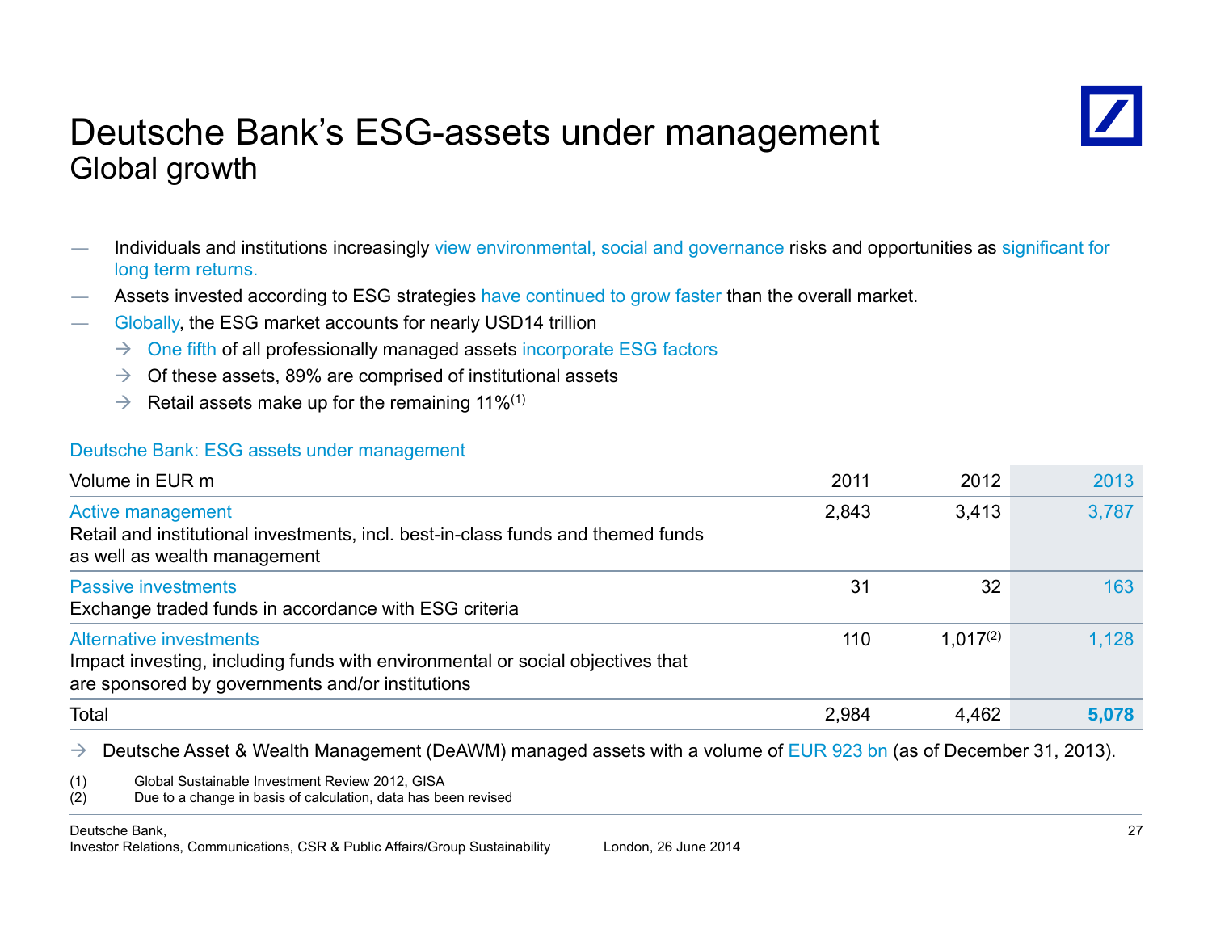# Deutsche Bank's ESG-assets under management

## Global growth

- Individuals and institutions increasingly view environmental, social and governance risks and opportunities as significant for long term returns.
- Assets invested according to ESG strategies have continued to grow faster than the overall market.
- Globally, the ESG market accounts for nearly USD14 trillion
  - → One fifth of all professionally managed assets incorporate ESG factors
  - → Of these assets, 89% are comprised of institutional assets
  - → Retail assets make up for the remaining 11%[1]

Deutsche Bank: ESG assets under management

| Volume in EUR m | 2011 | 2012 | 2013 |
|---|---|---|---|
| Active management<br>Retail and institutional investments, incl. best-in-class funds and themed funds as well as wealth management | 2,843 | 3,413 | 3,787 |
| Passive investments<br>Exchange traded funds in accordance with ESG criteria | 31 | 32 | 163 |
| Alternative investments<br>Impact investing, including funds with environmental or social objectives that are sponsored by governments and/or institutions | 110 | 1,017[2] | 1,128 |
| Total | 2,984 | 4,462 | **5,078** |

→ Deutsche Asset & Wealth Management (DeAWM) managed assets with a volume of EUR 923 bn (as of December 31, 2013).

(1) Global Sustainable Investment Review 2012, GISA
(2) Due to a change in basis of calculation, data has been revised

Deutsche Bank,
Investor Relations, Communications, CSR & Public Affairs/Group Sustainability London, 26 June 2014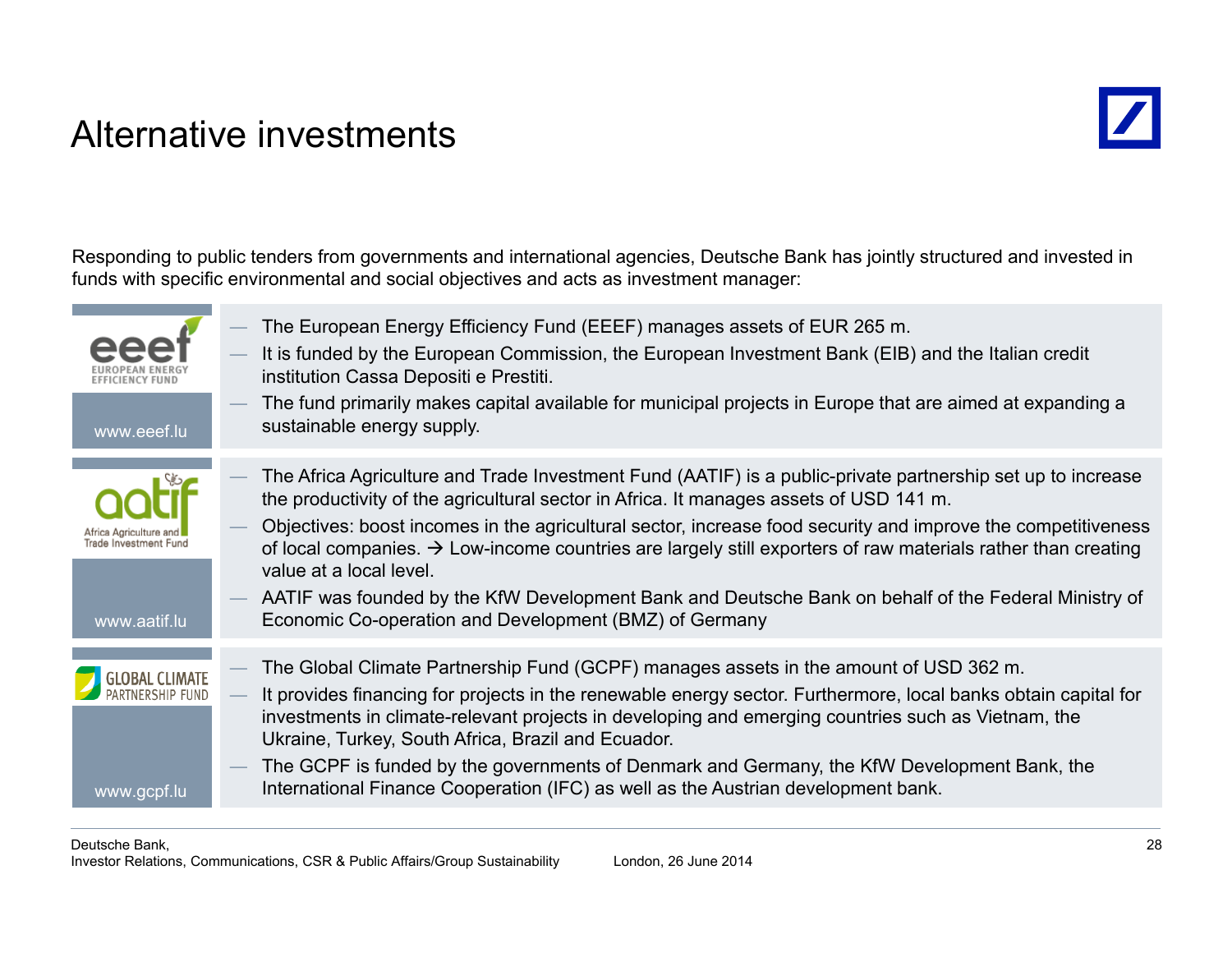# Alternative investments

Responding to public tenders from governments and international agencies, Deutsche Bank has jointly structured and invested in funds with specific environmental and social objectives and acts as investment manager:

**eeef – European Energy Efficiency Fund**
www.eeef.lu

- The European Energy Efficiency Fund (EEEF) manages assets of EUR 265 m.
- It is funded by the European Commission, the European Investment Bank (EIB) and the Italian credit institution Cassa Depositi e Prestiti.
- The fund primarily makes capital available for municipal projects in Europe that are aimed at expanding a sustainable energy supply.

**aatif – Africa Agriculture and Trade Investment Fund**
www.aatif.lu

- The Africa Agriculture and Trade Investment Fund (AATIF) is a public-private partnership set up to increase the productivity of the agricultural sector in Africa. It manages assets of USD 141 m.
- Objectives: boost incomes in the agricultural sector, increase food security and improve the competitiveness of local companies. → Low-income countries are largely still exporters of raw materials rather than creating value at a local level.
- AATIF was founded by the KfW Development Bank and Deutsche Bank on behalf of the Federal Ministry of Economic Co-operation and Development (BMZ) of Germany

**Global Climate Partnership Fund**
www.gcpf.lu

- The Global Climate Partnership Fund (GCPF) manages assets in the amount of USD 362 m.
- It provides financing for projects in the renewable energy sector. Furthermore, local banks obtain capital for investments in climate-relevant projects in developing and emerging countries such as Vietnam, the Ukraine, Turkey, South Africa, Brazil and Ecuador.
- The GCPF is funded by the governments of Denmark and Germany, the KfW Development Bank, the International Finance Cooperation (IFC) as well as the Austrian development bank.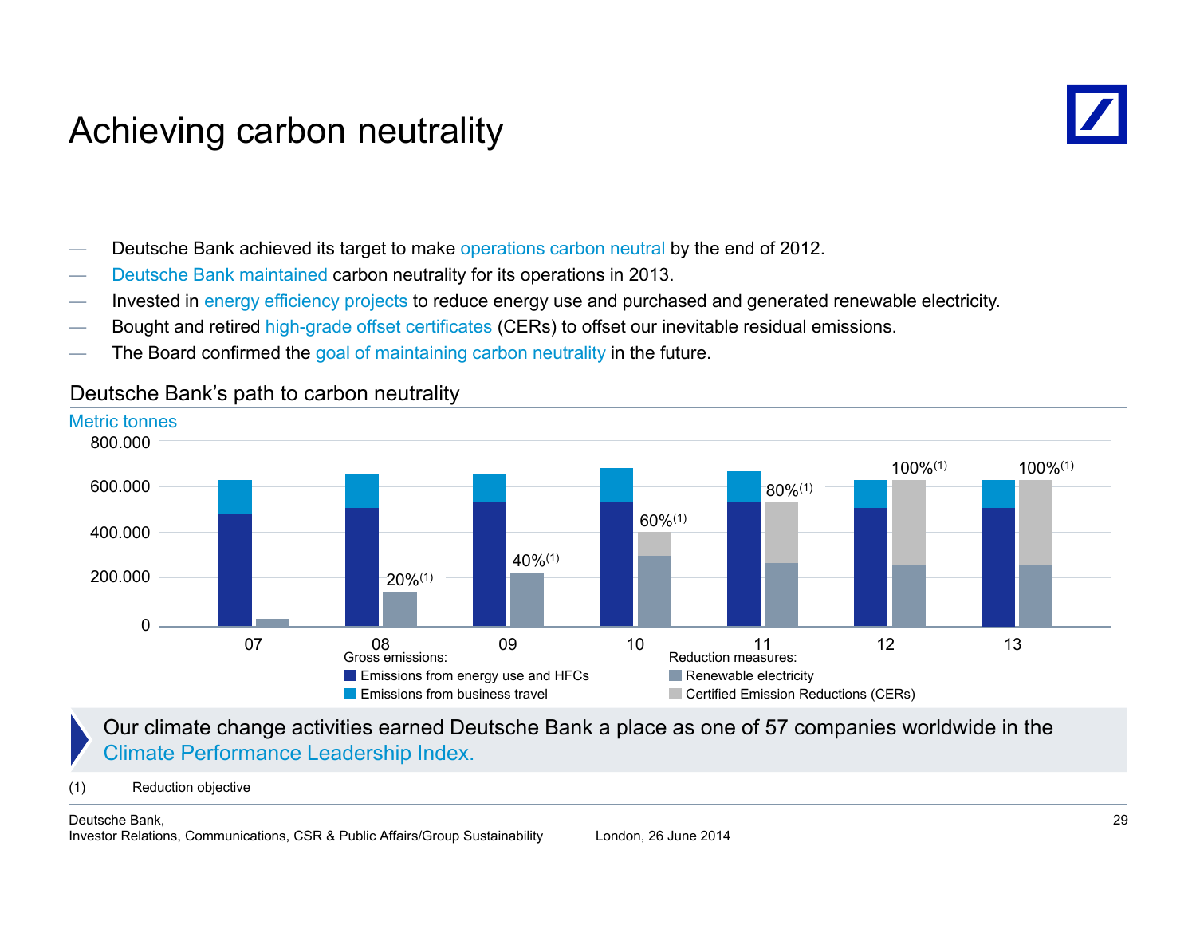# Achieving carbon neutrality

- Deutsche Bank achieved its target to make operations carbon neutral by the end of 2012.
- Deutsche Bank maintained carbon neutrality for its operations in 2013.
- Invested in energy efficiency projects to reduce energy use and purchased and generated renewable electricity.
- Bought and retired high-grade offset certificates (CERs) to offset our inevitable residual emissions.
- The Board confirmed the goal of maintaining carbon neutrality in the future.

## Deutsche Bank's path to carbon neutrality

Metric tonnes

800.000
600.000
400.000
200.000
0

07 | 08 20%(1) | 09 40%(1) | 10 60%(1) | 11 80%(1) | 12 100%(1) | 13 100%(1)

Gross emissions:
- Emissions from energy use and HFCs
- Emissions from business travel

Reduction measures:
- Renewable electricity
- Certified Emission Reductions (CERs)

Our climate change activities earned Deutsche Bank a place as one of 57 companies worldwide in the Climate Performance Leadership Index.

(1) Reduction objective

Deutsche Bank,
Investor Relations, Communications, CSR & Public Affairs/Group Sustainability London, 26 June 2014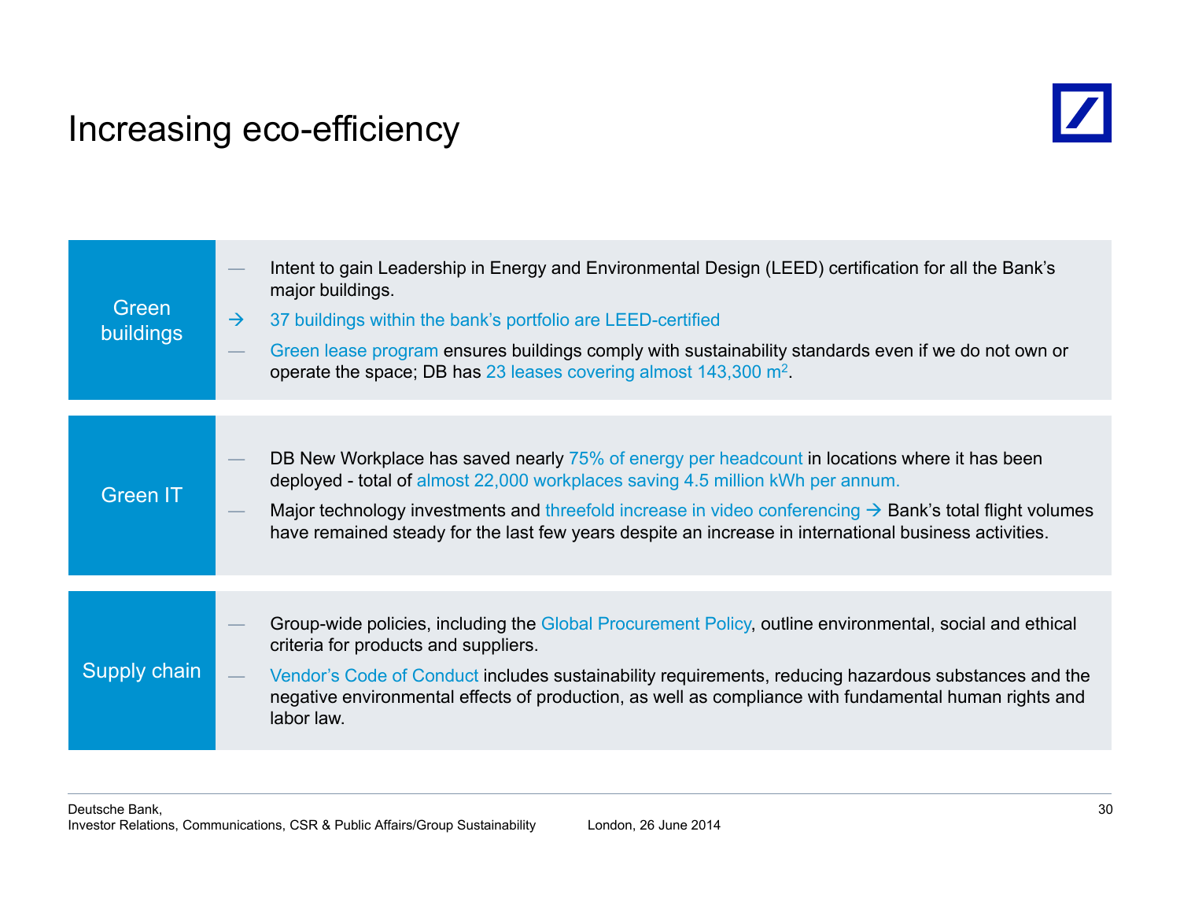# Increasing eco-efficiency

## Green buildings

- Intent to gain Leadership in Energy and Environmental Design (LEED) certification for all the Bank's major buildings.
- → 37 buildings within the bank's portfolio are LEED-certified
- Green lease program ensures buildings comply with sustainability standards even if we do not own or operate the space; DB has 23 leases covering almost 143,300 $m^2$.

## Green IT

- DB New Workplace has saved nearly 75% of energy per headcount in locations where it has been deployed - total of almost 22,000 workplaces saving 4.5 million kWh per annum.
- Major technology investments and threefold increase in video conferencing → Bank's total flight volumes have remained steady for the last few years despite an increase in international business activities.

## Supply chain

- Group-wide policies, including the Global Procurement Policy, outline environmental, social and ethical criteria for products and suppliers.
- Vendor's Code of Conduct includes sustainability requirements, reducing hazardous substances and the negative environmental effects of production, as well as compliance with fundamental human rights and labor law.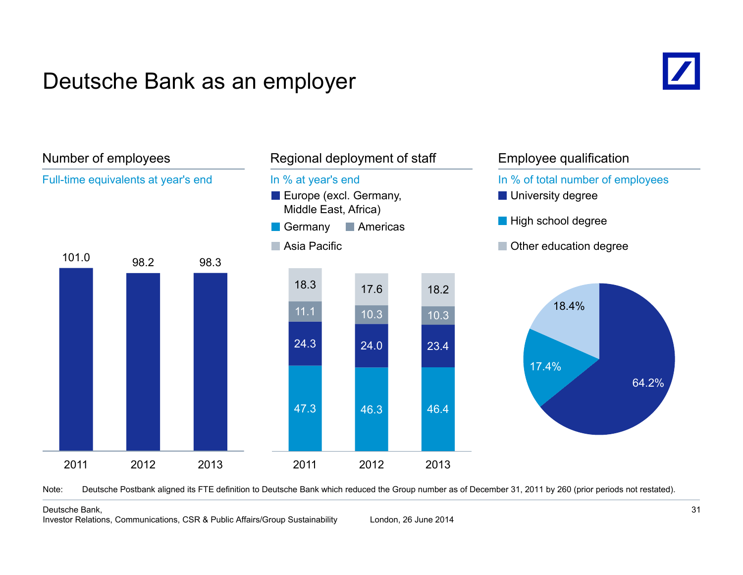# Deutsche Bank as an employer

## Number of employees

Full-time equivalents at year's end

| Year | FTE (thousands) |
|---|---|
| 2011 | 101.0 |
| 2012 | 98.2 |
| 2013 | 98.3 |

## Regional deployment of staff

In % at year's end

| Region | 2011 | 2012 | 2013 |
|---|---|---|---|
| Asia Pacific | 18.3 | 17.6 | 18.2 |
| Americas | 11.1 | 10.3 | 10.3 |
| Europe (excl. Germany, Middle East, Africa) | 24.3 | 24.0 | 23.4 |
| Germany | 47.3 | 46.3 | 46.4 |

## Employee qualification

In % of total number of employees

| Qualification | % |
|---|---|
| University degree | 64.2% |
| High school degree | 17.4% |
| Other education degree | 18.4% |

Note: Deutsche Postbank aligned its FTE definition to Deutsche Bank which reduced the Group number as of December 31, 2011 by 260 (prior periods not restated).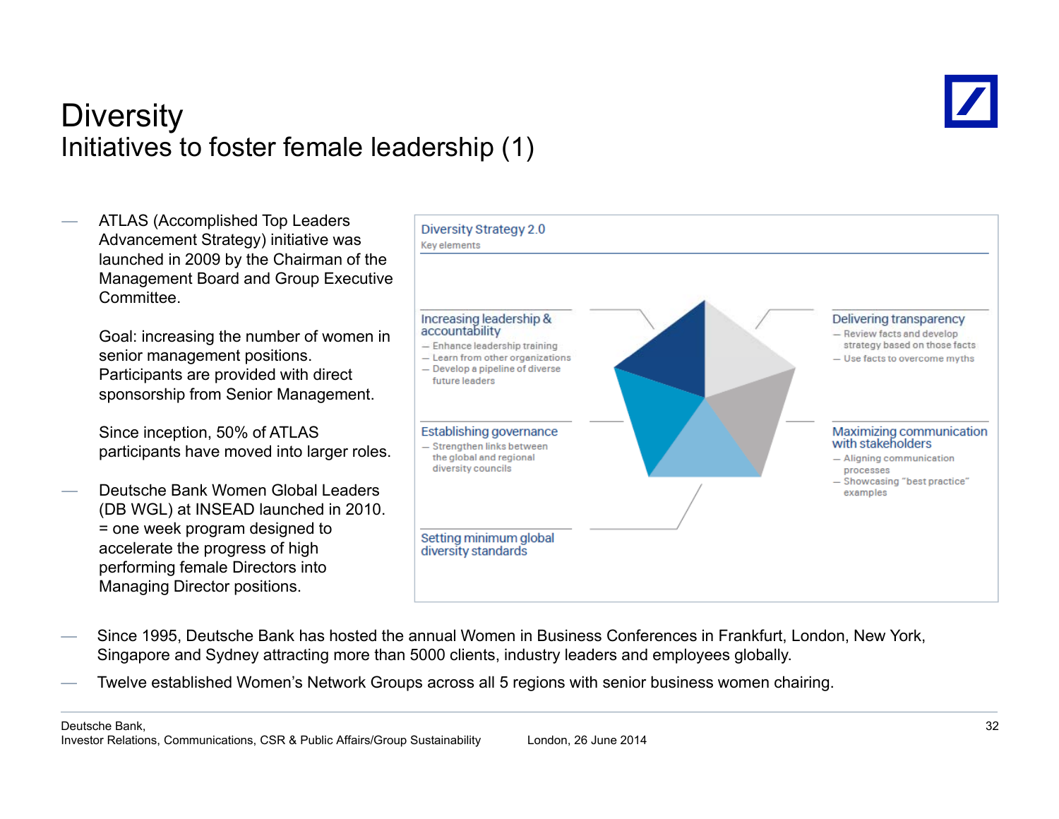# Diversity

## Initiatives to foster female leadership (1)

- ATLAS (Accomplished Top Leaders Advancement Strategy) initiative was launched in 2009 by the Chairman of the Management Board and Group Executive Committee.

  Goal: increasing the number of women in senior management positions. Participants are provided with direct sponsorship from Senior Management.

  Since inception, 50% of ATLAS participants have moved into larger roles.

- Deutsche Bank Women Global Leaders (DB WGL) at INSEAD launched in 2010. = one week program designed to accelerate the progress of high performing female Directors into Managing Director positions.

**Diversity Strategy 2.0**

Key elements

**Increasing leadership & accountability**
- Enhance leadership training
- Learn from other organizations
- Develop a pipeline of diverse future leaders

**Delivering transparency**
- Review facts and develop strategy based on those facts
- Use facts to overcome myths

**Establishing governance**
- Strengthen links between the global and regional diversity councils

**Maximizing communication with stakeholders**
- Aligning communication processes
- Showcasing "best practice" examples

**Setting minimum global diversity standards**

- Since 1995, Deutsche Bank has hosted the annual Women in Business Conferences in Frankfurt, London, New York, Singapore and Sydney attracting more than 5000 clients, industry leaders and employees globally.
- Twelve established Women's Network Groups across all 5 regions with senior business women chairing.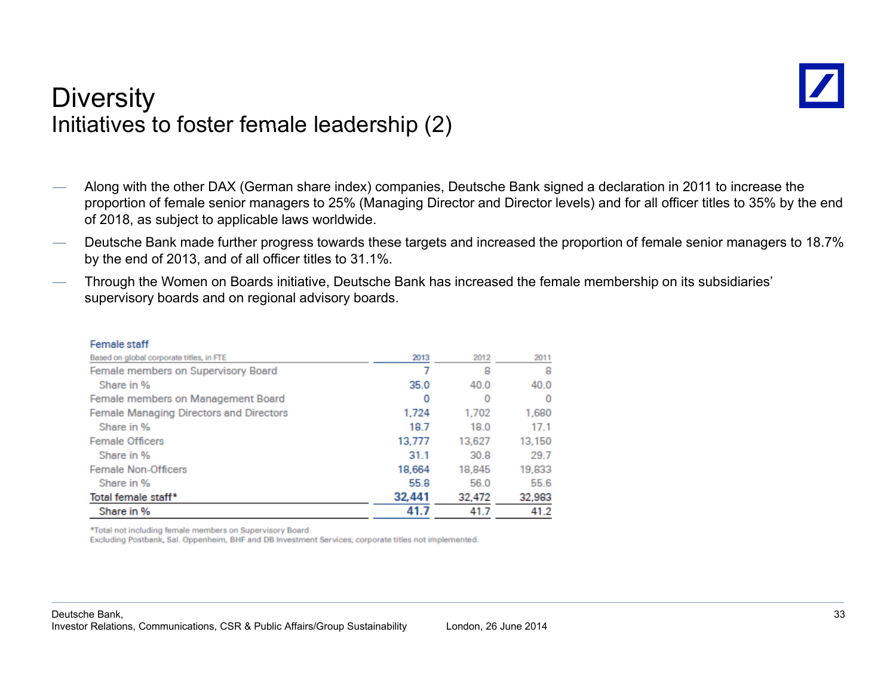# Diversity
## Initiatives to foster female leadership (2)

- Along with the other DAX (German share index) companies, Deutsche Bank signed a declaration in 2011 to increase the proportion of female senior managers to 25% (Managing Director and Director levels) and for all officer titles to 35% by the end of 2018, as subject to applicable laws worldwide.
- Deutsche Bank made further progress towards these targets and increased the proportion of female senior managers to 18.7% by the end of 2013, and of all officer titles to 31.1%.
- Through the Women on Boards initiative, Deutsche Bank has increased the female membership on its subsidiaries' supervisory boards and on regional advisory boards.

**Female staff**

| Based on global corporate titles, in FTE | 2013 | 2012 | 2011 |
|---|---|---|---|
| Female members on Supervisory Board | 7 | 8 | 8 |
| Share in % | 35.0 | 40.0 | 40.0 |
| Female members on Management Board | 0 | 0 | 0 |
| Female Managing Directors and Directors | 1,724 | 1,702 | 1,680 |
| Share in % | 18.7 | 18.0 | 17.1 |
| Female Officers | 13,777 | 13,627 | 13,150 |
| Share in % | 31.1 | 30.8 | 29.7 |
| Female Non-Officers | 18,664 | 18,845 | 19,833 |
| Share in % | 55.8 | 56.0 | 55.6 |
| **Total female staff*** | **32,441** | **32,472** | **32,983** |
| **Share in %** | **41.7** | **41.7** | **41.2** |

*Total not including female members on Supervisory Board.
Excluding Postbank, Sal. Oppenheim, BHF and DB Investment Services; corporate titles not implemented.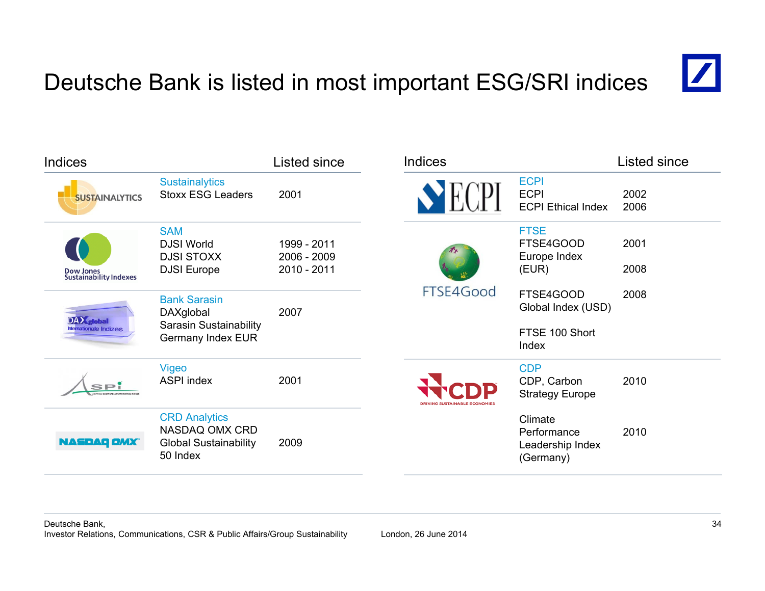# Deutsche Bank is listed in most important ESG/SRI indices

| Indices | | Listed since |
|---|---|---|
| SUSTAINALYTICS | Sustainalytics<br>Stoxx ESG Leaders | 2001 |
| Dow Jones Sustainability Indexes | SAM<br>DJSI World<br>DJSI STOXX<br>DJSI Europe | 1999 - 2011<br>2006 - 2009<br>2010 - 2011 |
| DAXglobal Internationale Indizes | Bank Sarasin<br>DAXglobal<br>Sarasin Sustainability Germany Index EUR | 2007 |
| ASPI | Vigeo<br>ASPI index | 2001 |
| NASDAQ OMX | CRD Analytics<br>NASDAQ OMX CRD Global Sustainability 50 Index | 2009 |

| Indices | | Listed since |
|---|---|---|
| ECPI | ECPI<br>ECPI<br>ECPI Ethical Index | 2002<br>2006 |
| FTSE4Good | FTSE<br>FTSE4GOOD Europe Index (EUR)<br>FTSE4GOOD Global Index (USD)<br>FTSE 100 Short Index | 2001<br>2008<br>2008 |
| CDP DRIVING SUSTAINABLE ECONOMIES | CDP<br>CDP, Carbon Strategy Europe<br>Climate Performance Leadership Index (Germany) | 2010<br>2010 |

Deutsche Bank,
Investor Relations, Communications, CSR & Public Affairs/Group Sustainability

London, 26 June 2014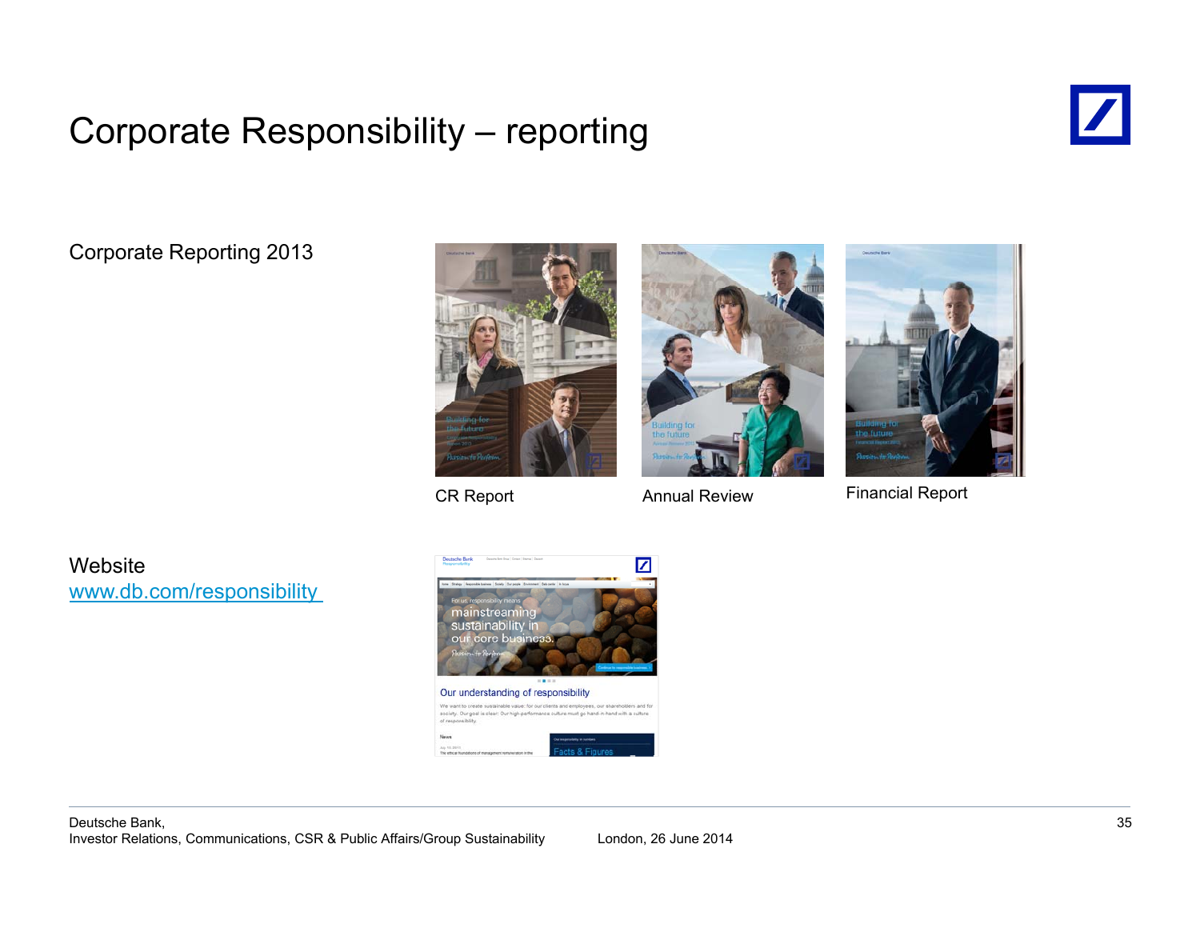# Corporate Responsibility – reporting

Corporate Reporting 2013

CR Report

Annual Review

Financial Report

Website
www.db.com/responsibility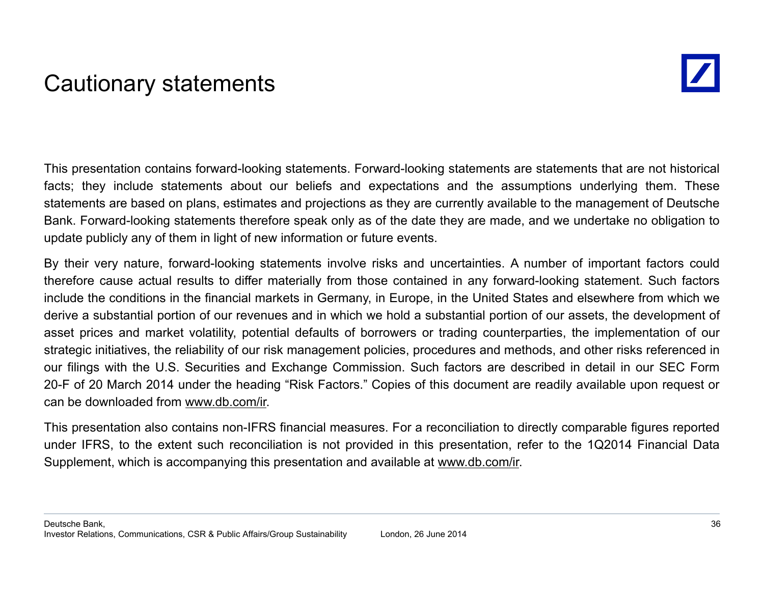# Cautionary statements

This presentation contains forward-looking statements. Forward-looking statements are statements that are not historical facts; they include statements about our beliefs and expectations and the assumptions underlying them. These statements are based on plans, estimates and projections as they are currently available to the management of Deutsche Bank. Forward-looking statements therefore speak only as of the date they are made, and we undertake no obligation to update publicly any of them in light of new information or future events.

By their very nature, forward-looking statements involve risks and uncertainties. A number of important factors could therefore cause actual results to differ materially from those contained in any forward-looking statement. Such factors include the conditions in the financial markets in Germany, in Europe, in the United States and elsewhere from which we derive a substantial portion of our revenues and in which we hold a substantial portion of our assets, the development of asset prices and market volatility, potential defaults of borrowers or trading counterparties, the implementation of our strategic initiatives, the reliability of our risk management policies, procedures and methods, and other risks referenced in our filings with the U.S. Securities and Exchange Commission. Such factors are described in detail in our SEC Form 20-F of 20 March 2014 under the heading "Risk Factors." Copies of this document are readily available upon request or can be downloaded from www.db.com/ir.

This presentation also contains non-IFRS financial measures. For a reconciliation to directly comparable figures reported under IFRS, to the extent such reconciliation is not provided in this presentation, refer to the 1Q2014 Financial Data Supplement, which is accompanying this presentation and available at www.db.com/ir.